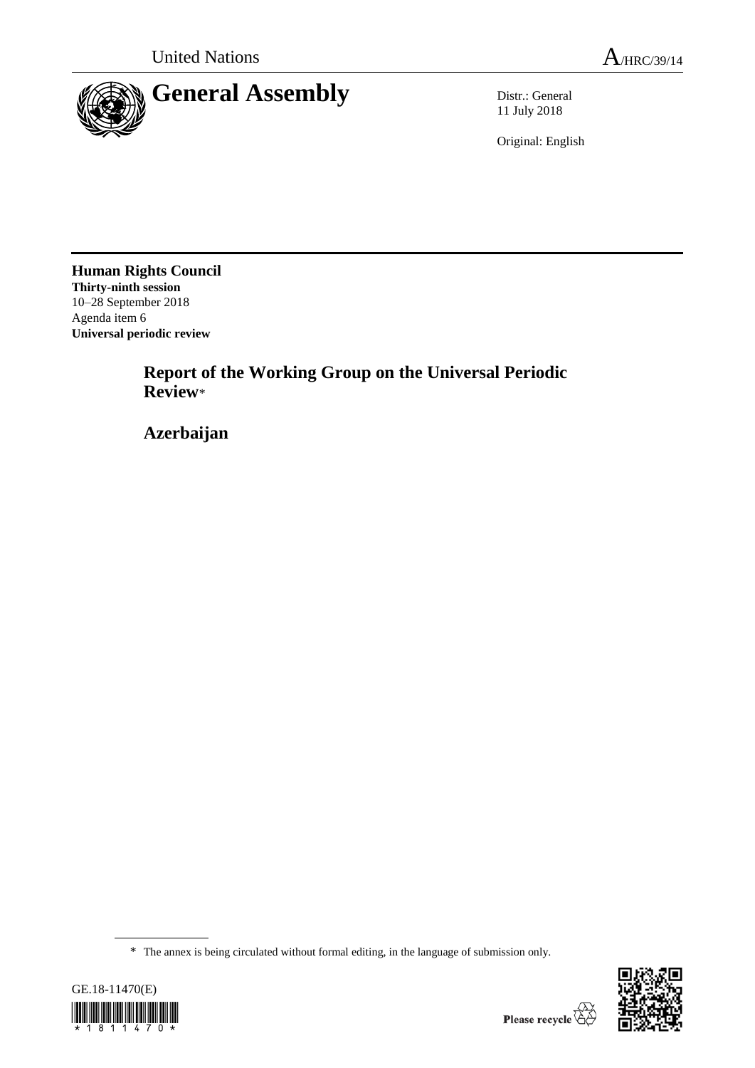United Nations

A/HRC/39/14

# General Assembly

Distr.: General
11 July 2018

Original: English

**Human Rights Council**
**Thirty-ninth session**
10–28 September 2018
Agenda item 6
**Universal periodic review**

## Report of the Working Group on the Universal Periodic Review*

## Azerbaijan

* The annex is being circulated without formal editing, in the language of submission only.

GE.18-11470(E)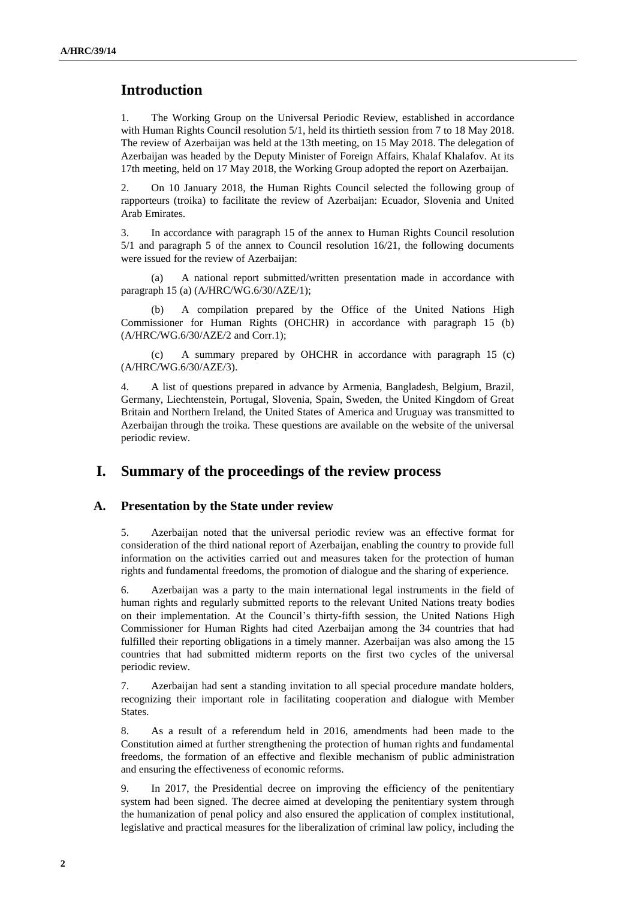# Introduction

1. The Working Group on the Universal Periodic Review, established in accordance with Human Rights Council resolution 5/1, held its thirtieth session from 7 to 18 May 2018. The review of Azerbaijan was held at the 13th meeting, on 15 May 2018. The delegation of Azerbaijan was headed by the Deputy Minister of Foreign Affairs, Khalaf Khalafov. At its 17th meeting, held on 17 May 2018, the Working Group adopted the report on Azerbaijan.

2. On 10 January 2018, the Human Rights Council selected the following group of rapporteurs (troika) to facilitate the review of Azerbaijan: Ecuador, Slovenia and United Arab Emirates.

3. In accordance with paragraph 15 of the annex to Human Rights Council resolution 5/1 and paragraph 5 of the annex to Council resolution 16/21, the following documents were issued for the review of Azerbaijan:

(a) A national report submitted/written presentation made in accordance with paragraph 15 (a) (A/HRC/WG.6/30/AZE/1);

(b) A compilation prepared by the Office of the United Nations High Commissioner for Human Rights (OHCHR) in accordance with paragraph 15 (b) (A/HRC/WG.6/30/AZE/2 and Corr.1);

(c) A summary prepared by OHCHR in accordance with paragraph 15 (c) (A/HRC/WG.6/30/AZE/3).

4. A list of questions prepared in advance by Armenia, Bangladesh, Belgium, Brazil, Germany, Liechtenstein, Portugal, Slovenia, Spain, Sweden, the United Kingdom of Great Britain and Northern Ireland, the United States of America and Uruguay was transmitted to Azerbaijan through the troika. These questions are available on the website of the universal periodic review.

# I. Summary of the proceedings of the review process

## A. Presentation by the State under review

5. Azerbaijan noted that the universal periodic review was an effective format for consideration of the third national report of Azerbaijan, enabling the country to provide full information on the activities carried out and measures taken for the protection of human rights and fundamental freedoms, the promotion of dialogue and the sharing of experience.

6. Azerbaijan was a party to the main international legal instruments in the field of human rights and regularly submitted reports to the relevant United Nations treaty bodies on their implementation. At the Council's thirty-fifth session, the United Nations High Commissioner for Human Rights had cited Azerbaijan among the 34 countries that had fulfilled their reporting obligations in a timely manner. Azerbaijan was also among the 15 countries that had submitted midterm reports on the first two cycles of the universal periodic review.

7. Azerbaijan had sent a standing invitation to all special procedure mandate holders, recognizing their important role in facilitating cooperation and dialogue with Member States.

8. As a result of a referendum held in 2016, amendments had been made to the Constitution aimed at further strengthening the protection of human rights and fundamental freedoms, the formation of an effective and flexible mechanism of public administration and ensuring the effectiveness of economic reforms.

9. In 2017, the Presidential decree on improving the efficiency of the penitentiary system had been signed. The decree aimed at developing the penitentiary system through the humanization of penal policy and also ensured the application of complex institutional, legislative and practical measures for the liberalization of criminal law policy, including the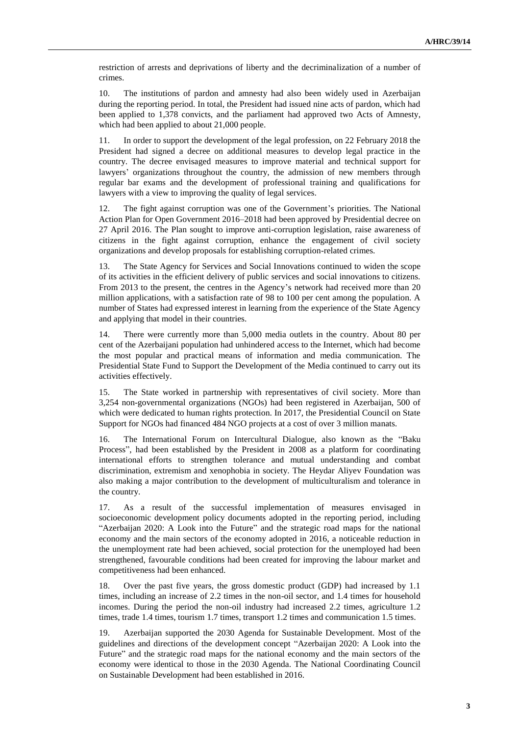restriction of arrests and deprivations of liberty and the decriminalization of a number of crimes.

10. The institutions of pardon and amnesty had also been widely used in Azerbaijan during the reporting period. In total, the President had issued nine acts of pardon, which had been applied to 1,378 convicts, and the parliament had approved two Acts of Amnesty, which had been applied to about 21,000 people.

11. In order to support the development of the legal profession, on 22 February 2018 the President had signed a decree on additional measures to develop legal practice in the country. The decree envisaged measures to improve material and technical support for lawyers' organizations throughout the country, the admission of new members through regular bar exams and the development of professional training and qualifications for lawyers with a view to improving the quality of legal services.

12. The fight against corruption was one of the Government's priorities. The National Action Plan for Open Government 2016–2018 had been approved by Presidential decree on 27 April 2016. The Plan sought to improve anti-corruption legislation, raise awareness of citizens in the fight against corruption, enhance the engagement of civil society organizations and develop proposals for establishing corruption-related crimes.

13. The State Agency for Services and Social Innovations continued to widen the scope of its activities in the efficient delivery of public services and social innovations to citizens. From 2013 to the present, the centres in the Agency's network had received more than 20 million applications, with a satisfaction rate of 98 to 100 per cent among the population. A number of States had expressed interest in learning from the experience of the State Agency and applying that model in their countries.

14. There were currently more than 5,000 media outlets in the country. About 80 per cent of the Azerbaijani population had unhindered access to the Internet, which had become the most popular and practical means of information and media communication. The Presidential State Fund to Support the Development of the Media continued to carry out its activities effectively.

15. The State worked in partnership with representatives of civil society. More than 3,254 non-governmental organizations (NGOs) had been registered in Azerbaijan, 500 of which were dedicated to human rights protection. In 2017, the Presidential Council on State Support for NGOs had financed 484 NGO projects at a cost of over 3 million manats.

16. The International Forum on Intercultural Dialogue, also known as the "Baku Process", had been established by the President in 2008 as a platform for coordinating international efforts to strengthen tolerance and mutual understanding and combat discrimination, extremism and xenophobia in society. The Heydar Aliyev Foundation was also making a major contribution to the development of multiculturalism and tolerance in the country.

17. As a result of the successful implementation of measures envisaged in socioeconomic development policy documents adopted in the reporting period, including "Azerbaijan 2020: A Look into the Future" and the strategic road maps for the national economy and the main sectors of the economy adopted in 2016, a noticeable reduction in the unemployment rate had been achieved, social protection for the unemployed had been strengthened, favourable conditions had been created for improving the labour market and competitiveness had been enhanced.

18. Over the past five years, the gross domestic product (GDP) had increased by 1.1 times, including an increase of 2.2 times in the non-oil sector, and 1.4 times for household incomes. During the period the non-oil industry had increased 2.2 times, agriculture 1.2 times, trade 1.4 times, tourism 1.7 times, transport 1.2 times and communication 1.5 times.

19. Azerbaijan supported the 2030 Agenda for Sustainable Development. Most of the guidelines and directions of the development concept "Azerbaijan 2020: A Look into the Future" and the strategic road maps for the national economy and the main sectors of the economy were identical to those in the 2030 Agenda. The National Coordinating Council on Sustainable Development had been established in 2016.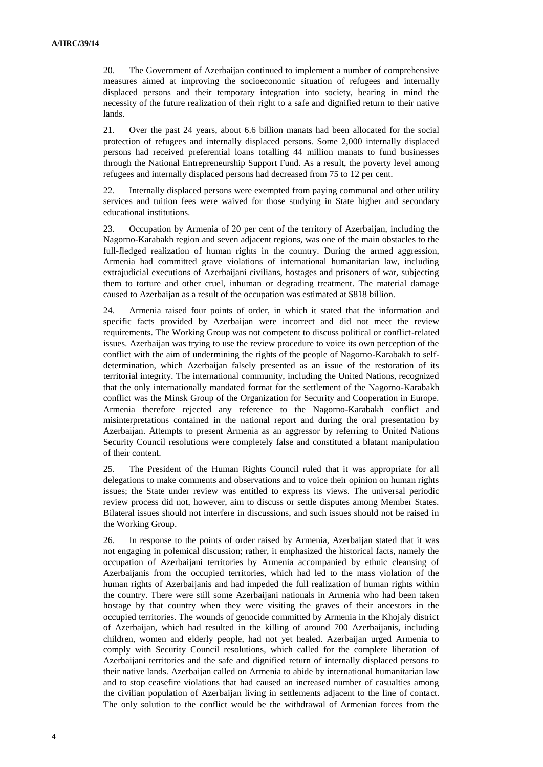20. The Government of Azerbaijan continued to implement a number of comprehensive measures aimed at improving the socioeconomic situation of refugees and internally displaced persons and their temporary integration into society, bearing in mind the necessity of the future realization of their right to a safe and dignified return to their native lands.

21. Over the past 24 years, about 6.6 billion manats had been allocated for the social protection of refugees and internally displaced persons. Some 2,000 internally displaced persons had received preferential loans totalling 44 million manats to fund businesses through the National Entrepreneurship Support Fund. As a result, the poverty level among refugees and internally displaced persons had decreased from 75 to 12 per cent.

22. Internally displaced persons were exempted from paying communal and other utility services and tuition fees were waived for those studying in State higher and secondary educational institutions.

23. Occupation by Armenia of 20 per cent of the territory of Azerbaijan, including the Nagorno-Karabakh region and seven adjacent regions, was one of the main obstacles to the full-fledged realization of human rights in the country. During the armed aggression, Armenia had committed grave violations of international humanitarian law, including extrajudicial executions of Azerbaijani civilians, hostages and prisoners of war, subjecting them to torture and other cruel, inhuman or degrading treatment. The material damage caused to Azerbaijan as a result of the occupation was estimated at $818 billion.

24. Armenia raised four points of order, in which it stated that the information and specific facts provided by Azerbaijan were incorrect and did not meet the review requirements. The Working Group was not competent to discuss political or conflict-related issues. Azerbaijan was trying to use the review procedure to voice its own perception of the conflict with the aim of undermining the rights of the people of Nagorno-Karabakh to self-determination, which Azerbaijan falsely presented as an issue of the restoration of its territorial integrity. The international community, including the United Nations, recognized that the only internationally mandated format for the settlement of the Nagorno-Karabakh conflict was the Minsk Group of the Organization for Security and Cooperation in Europe. Armenia therefore rejected any reference to the Nagorno-Karabakh conflict and misinterpretations contained in the national report and during the oral presentation by Azerbaijan. Attempts to present Armenia as an aggressor by referring to United Nations Security Council resolutions were completely false and constituted a blatant manipulation of their content.

25. The President of the Human Rights Council ruled that it was appropriate for all delegations to make comments and observations and to voice their opinion on human rights issues; the State under review was entitled to express its views. The universal periodic review process did not, however, aim to discuss or settle disputes among Member States. Bilateral issues should not interfere in discussions, and such issues should not be raised in the Working Group.

26. In response to the points of order raised by Armenia, Azerbaijan stated that it was not engaging in polemical discussion; rather, it emphasized the historical facts, namely the occupation of Azerbaijani territories by Armenia accompanied by ethnic cleansing of Azerbaijanis from the occupied territories, which had led to the mass violation of the human rights of Azerbaijanis and had impeded the full realization of human rights within the country. There were still some Azerbaijani nationals in Armenia who had been taken hostage by that country when they were visiting the graves of their ancestors in the occupied territories. The wounds of genocide committed by Armenia in the Khojaly district of Azerbaijan, which had resulted in the killing of around 700 Azerbaijanis, including children, women and elderly people, had not yet healed. Azerbaijan urged Armenia to comply with Security Council resolutions, which called for the complete liberation of Azerbaijani territories and the safe and dignified return of internally displaced persons to their native lands. Azerbaijan called on Armenia to abide by international humanitarian law and to stop ceasefire violations that had caused an increased number of casualties among the civilian population of Azerbaijan living in settlements adjacent to the line of contact. The only solution to the conflict would be the withdrawal of Armenian forces from the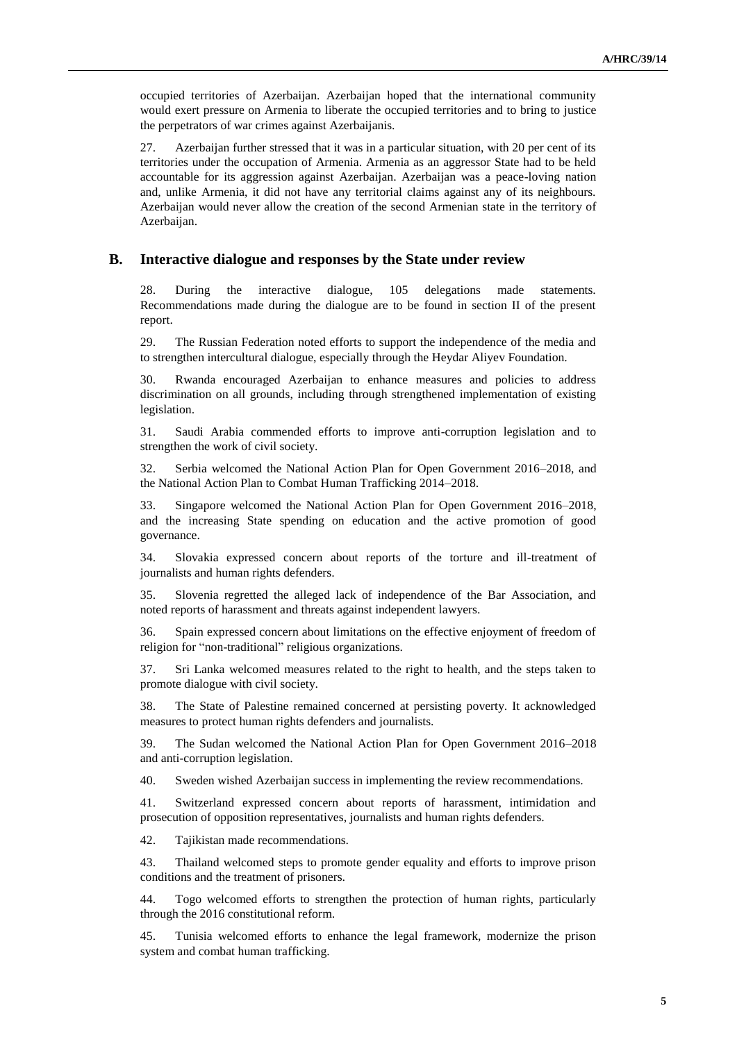occupied territories of Azerbaijan. Azerbaijan hoped that the international community would exert pressure on Armenia to liberate the occupied territories and to bring to justice the perpetrators of war crimes against Azerbaijanis.

27. Azerbaijan further stressed that it was in a particular situation, with 20 per cent of its territories under the occupation of Armenia. Armenia as an aggressor State had to be held accountable for its aggression against Azerbaijan. Azerbaijan was a peace-loving nation and, unlike Armenia, it did not have any territorial claims against any of its neighbours. Azerbaijan would never allow the creation of the second Armenian state in the territory of Azerbaijan.

## B. Interactive dialogue and responses by the State under review

28. During the interactive dialogue, 105 delegations made statements. Recommendations made during the dialogue are to be found in section II of the present report.

29. The Russian Federation noted efforts to support the independence of the media and to strengthen intercultural dialogue, especially through the Heydar Aliyev Foundation.

30. Rwanda encouraged Azerbaijan to enhance measures and policies to address discrimination on all grounds, including through strengthened implementation of existing legislation.

31. Saudi Arabia commended efforts to improve anti-corruption legislation and to strengthen the work of civil society.

32. Serbia welcomed the National Action Plan for Open Government 2016–2018, and the National Action Plan to Combat Human Trafficking 2014–2018.

33. Singapore welcomed the National Action Plan for Open Government 2016–2018, and the increasing State spending on education and the active promotion of good governance.

34. Slovakia expressed concern about reports of the torture and ill-treatment of journalists and human rights defenders.

35. Slovenia regretted the alleged lack of independence of the Bar Association, and noted reports of harassment and threats against independent lawyers.

36. Spain expressed concern about limitations on the effective enjoyment of freedom of religion for "non-traditional" religious organizations.

37. Sri Lanka welcomed measures related to the right to health, and the steps taken to promote dialogue with civil society.

38. The State of Palestine remained concerned at persisting poverty. It acknowledged measures to protect human rights defenders and journalists.

39. The Sudan welcomed the National Action Plan for Open Government 2016–2018 and anti-corruption legislation.

40. Sweden wished Azerbaijan success in implementing the review recommendations.

41. Switzerland expressed concern about reports of harassment, intimidation and prosecution of opposition representatives, journalists and human rights defenders.

42. Tajikistan made recommendations.

43. Thailand welcomed steps to promote gender equality and efforts to improve prison conditions and the treatment of prisoners.

44. Togo welcomed efforts to strengthen the protection of human rights, particularly through the 2016 constitutional reform.

45. Tunisia welcomed efforts to enhance the legal framework, modernize the prison system and combat human trafficking.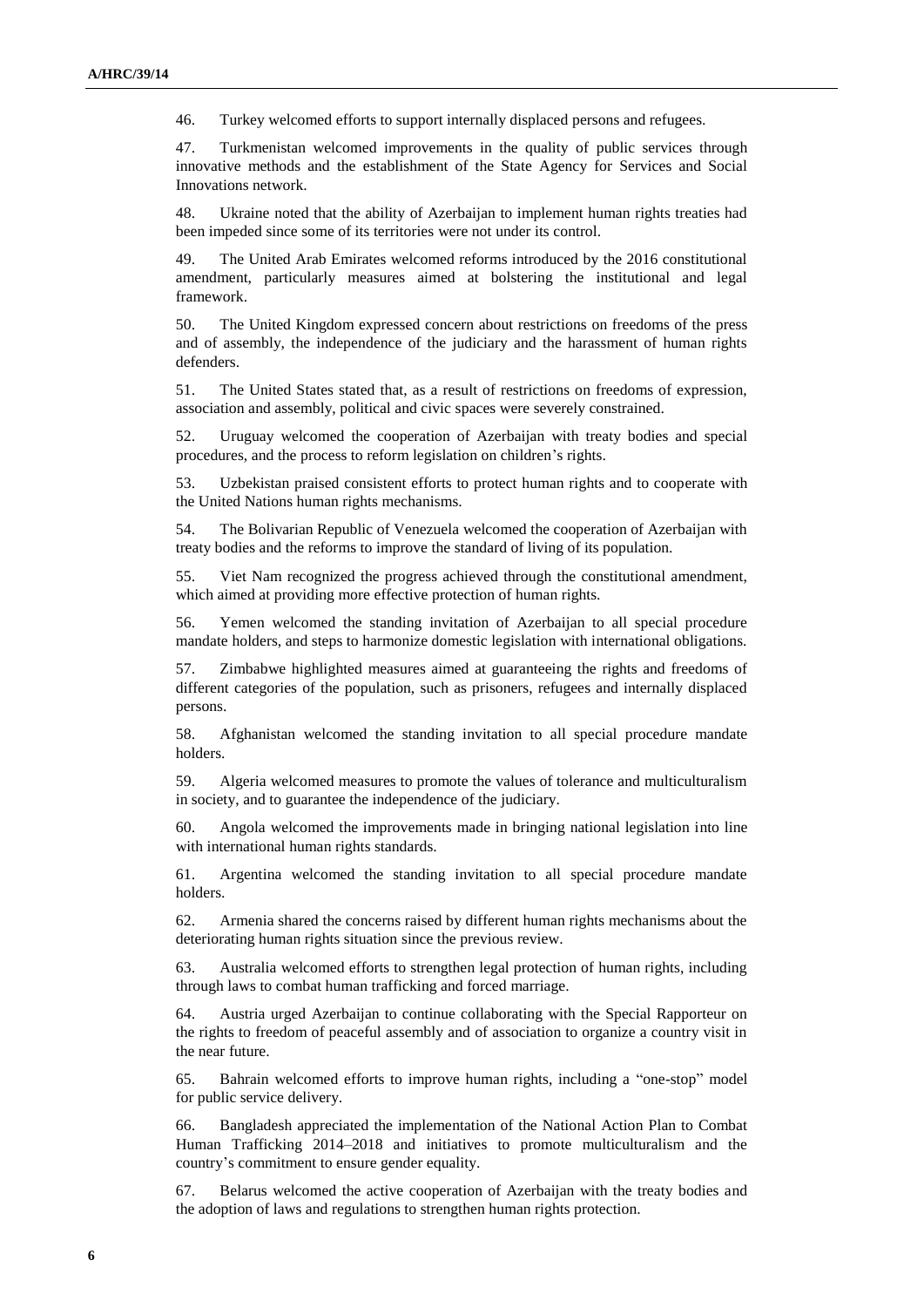46. Turkey welcomed efforts to support internally displaced persons and refugees.

47. Turkmenistan welcomed improvements in the quality of public services through innovative methods and the establishment of the State Agency for Services and Social Innovations network.

48. Ukraine noted that the ability of Azerbaijan to implement human rights treaties had been impeded since some of its territories were not under its control.

49. The United Arab Emirates welcomed reforms introduced by the 2016 constitutional amendment, particularly measures aimed at bolstering the institutional and legal framework.

50. The United Kingdom expressed concern about restrictions on freedoms of the press and of assembly, the independence of the judiciary and the harassment of human rights defenders.

51. The United States stated that, as a result of restrictions on freedoms of expression, association and assembly, political and civic spaces were severely constrained.

52. Uruguay welcomed the cooperation of Azerbaijan with treaty bodies and special procedures, and the process to reform legislation on children's rights.

53. Uzbekistan praised consistent efforts to protect human rights and to cooperate with the United Nations human rights mechanisms.

54. The Bolivarian Republic of Venezuela welcomed the cooperation of Azerbaijan with treaty bodies and the reforms to improve the standard of living of its population.

55. Viet Nam recognized the progress achieved through the constitutional amendment, which aimed at providing more effective protection of human rights.

56. Yemen welcomed the standing invitation of Azerbaijan to all special procedure mandate holders, and steps to harmonize domestic legislation with international obligations.

57. Zimbabwe highlighted measures aimed at guaranteeing the rights and freedoms of different categories of the population, such as prisoners, refugees and internally displaced persons.

58. Afghanistan welcomed the standing invitation to all special procedure mandate holders.

59. Algeria welcomed measures to promote the values of tolerance and multiculturalism in society, and to guarantee the independence of the judiciary.

60. Angola welcomed the improvements made in bringing national legislation into line with international human rights standards.

61. Argentina welcomed the standing invitation to all special procedure mandate holders.

62. Armenia shared the concerns raised by different human rights mechanisms about the deteriorating human rights situation since the previous review.

63. Australia welcomed efforts to strengthen legal protection of human rights, including through laws to combat human trafficking and forced marriage.

64. Austria urged Azerbaijan to continue collaborating with the Special Rapporteur on the rights to freedom of peaceful assembly and of association to organize a country visit in the near future.

65. Bahrain welcomed efforts to improve human rights, including a "one-stop" model for public service delivery.

66. Bangladesh appreciated the implementation of the National Action Plan to Combat Human Trafficking 2014–2018 and initiatives to promote multiculturalism and the country's commitment to ensure gender equality.

67. Belarus welcomed the active cooperation of Azerbaijan with the treaty bodies and the adoption of laws and regulations to strengthen human rights protection.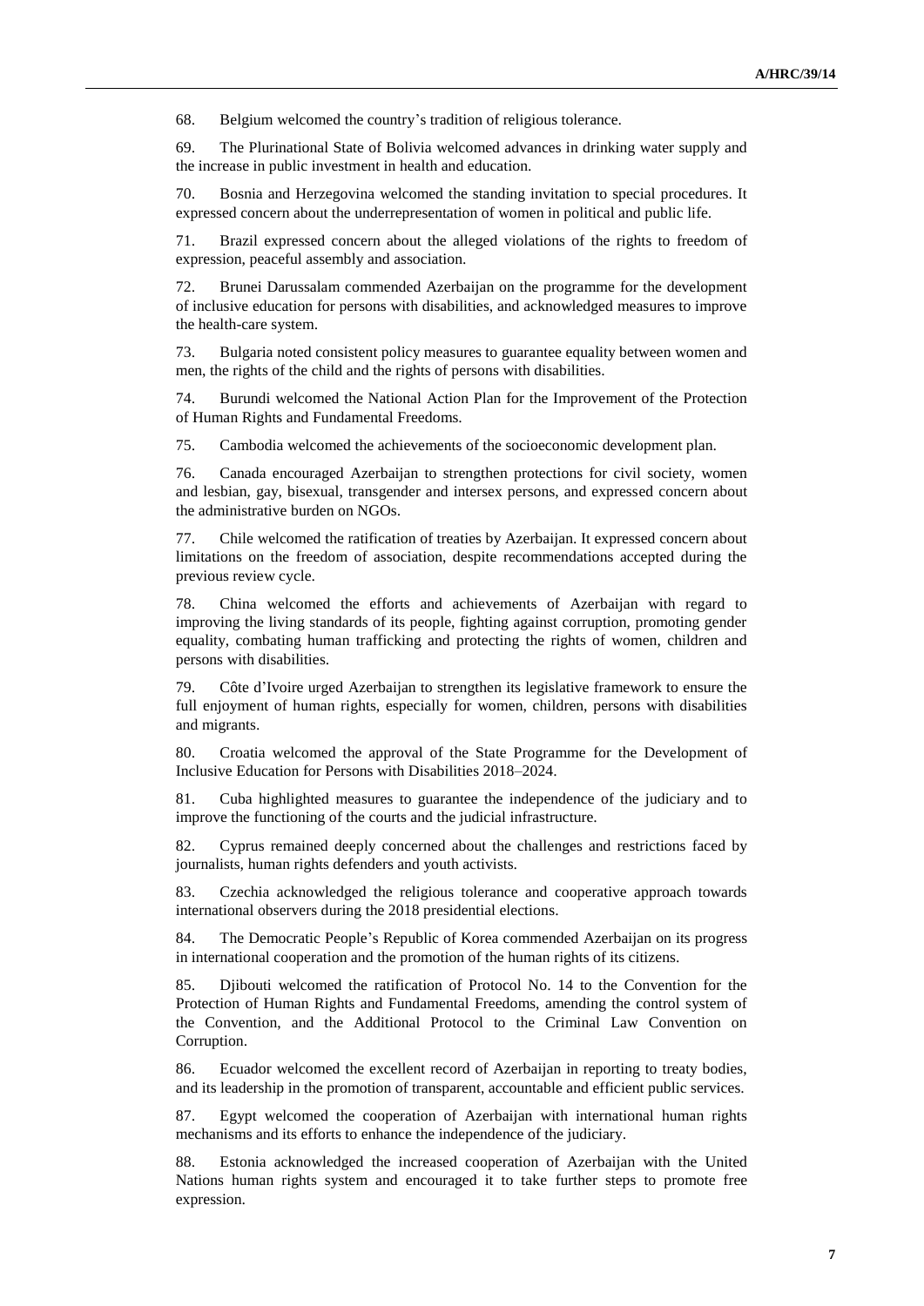68. Belgium welcomed the country's tradition of religious tolerance.

69. The Plurinational State of Bolivia welcomed advances in drinking water supply and the increase in public investment in health and education.

70. Bosnia and Herzegovina welcomed the standing invitation to special procedures. It expressed concern about the underrepresentation of women in political and public life.

71. Brazil expressed concern about the alleged violations of the rights to freedom of expression, peaceful assembly and association.

72. Brunei Darussalam commended Azerbaijan on the programme for the development of inclusive education for persons with disabilities, and acknowledged measures to improve the health-care system.

73. Bulgaria noted consistent policy measures to guarantee equality between women and men, the rights of the child and the rights of persons with disabilities.

74. Burundi welcomed the National Action Plan for the Improvement of the Protection of Human Rights and Fundamental Freedoms.

75. Cambodia welcomed the achievements of the socioeconomic development plan.

76. Canada encouraged Azerbaijan to strengthen protections for civil society, women and lesbian, gay, bisexual, transgender and intersex persons, and expressed concern about the administrative burden on NGOs.

77. Chile welcomed the ratification of treaties by Azerbaijan. It expressed concern about limitations on the freedom of association, despite recommendations accepted during the previous review cycle.

78. China welcomed the efforts and achievements of Azerbaijan with regard to improving the living standards of its people, fighting against corruption, promoting gender equality, combating human trafficking and protecting the rights of women, children and persons with disabilities.

79. Côte d'Ivoire urged Azerbaijan to strengthen its legislative framework to ensure the full enjoyment of human rights, especially for women, children, persons with disabilities and migrants.

80. Croatia welcomed the approval of the State Programme for the Development of Inclusive Education for Persons with Disabilities 2018–2024.

81. Cuba highlighted measures to guarantee the independence of the judiciary and to improve the functioning of the courts and the judicial infrastructure.

82. Cyprus remained deeply concerned about the challenges and restrictions faced by journalists, human rights defenders and youth activists.

83. Czechia acknowledged the religious tolerance and cooperative approach towards international observers during the 2018 presidential elections.

84. The Democratic People's Republic of Korea commended Azerbaijan on its progress in international cooperation and the promotion of the human rights of its citizens.

85. Djibouti welcomed the ratification of Protocol No. 14 to the Convention for the Protection of Human Rights and Fundamental Freedoms, amending the control system of the Convention, and the Additional Protocol to the Criminal Law Convention on Corruption.

86. Ecuador welcomed the excellent record of Azerbaijan in reporting to treaty bodies, and its leadership in the promotion of transparent, accountable and efficient public services.

87. Egypt welcomed the cooperation of Azerbaijan with international human rights mechanisms and its efforts to enhance the independence of the judiciary.

88. Estonia acknowledged the increased cooperation of Azerbaijan with the United Nations human rights system and encouraged it to take further steps to promote free expression.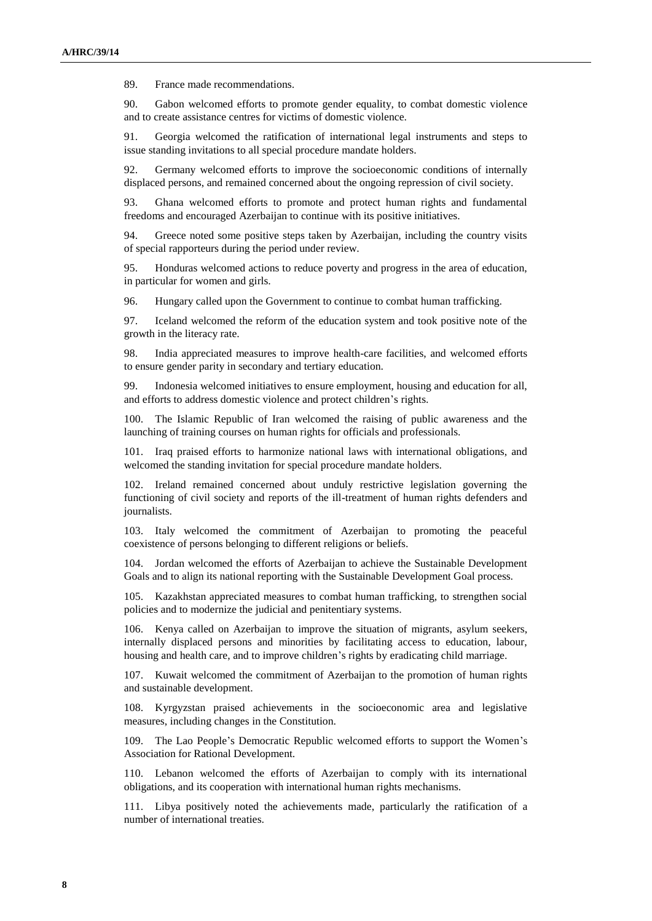89. France made recommendations.

90. Gabon welcomed efforts to promote gender equality, to combat domestic violence and to create assistance centres for victims of domestic violence.

91. Georgia welcomed the ratification of international legal instruments and steps to issue standing invitations to all special procedure mandate holders.

92. Germany welcomed efforts to improve the socioeconomic conditions of internally displaced persons, and remained concerned about the ongoing repression of civil society.

93. Ghana welcomed efforts to promote and protect human rights and fundamental freedoms and encouraged Azerbaijan to continue with its positive initiatives.

94. Greece noted some positive steps taken by Azerbaijan, including the country visits of special rapporteurs during the period under review.

95. Honduras welcomed actions to reduce poverty and progress in the area of education, in particular for women and girls.

96. Hungary called upon the Government to continue to combat human trafficking.

97. Iceland welcomed the reform of the education system and took positive note of the growth in the literacy rate.

98. India appreciated measures to improve health-care facilities, and welcomed efforts to ensure gender parity in secondary and tertiary education.

99. Indonesia welcomed initiatives to ensure employment, housing and education for all, and efforts to address domestic violence and protect children's rights.

100. The Islamic Republic of Iran welcomed the raising of public awareness and the launching of training courses on human rights for officials and professionals.

101. Iraq praised efforts to harmonize national laws with international obligations, and welcomed the standing invitation for special procedure mandate holders.

102. Ireland remained concerned about unduly restrictive legislation governing the functioning of civil society and reports of the ill-treatment of human rights defenders and journalists.

103. Italy welcomed the commitment of Azerbaijan to promoting the peaceful coexistence of persons belonging to different religions or beliefs.

104. Jordan welcomed the efforts of Azerbaijan to achieve the Sustainable Development Goals and to align its national reporting with the Sustainable Development Goal process.

105. Kazakhstan appreciated measures to combat human trafficking, to strengthen social policies and to modernize the judicial and penitentiary systems.

106. Kenya called on Azerbaijan to improve the situation of migrants, asylum seekers, internally displaced persons and minorities by facilitating access to education, labour, housing and health care, and to improve children's rights by eradicating child marriage.

107. Kuwait welcomed the commitment of Azerbaijan to the promotion of human rights and sustainable development.

108. Kyrgyzstan praised achievements in the socioeconomic area and legislative measures, including changes in the Constitution.

109. The Lao People's Democratic Republic welcomed efforts to support the Women's Association for Rational Development.

110. Lebanon welcomed the efforts of Azerbaijan to comply with its international obligations, and its cooperation with international human rights mechanisms.

111. Libya positively noted the achievements made, particularly the ratification of a number of international treaties.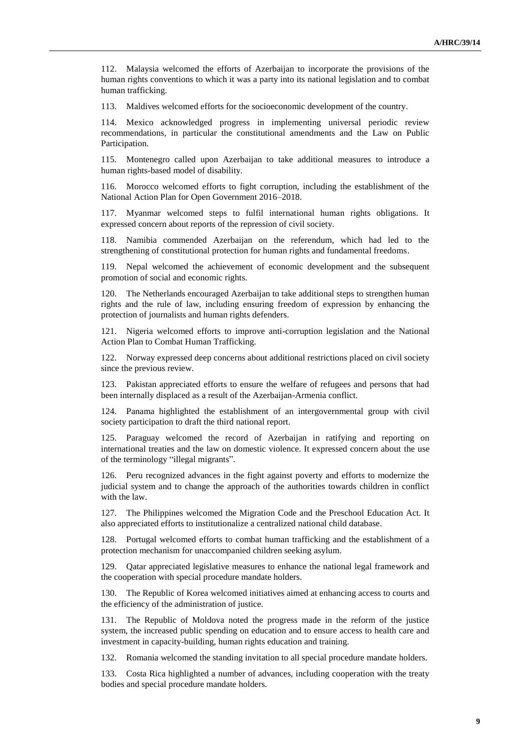112. Malaysia welcomed the efforts of Azerbaijan to incorporate the provisions of the human rights conventions to which it was a party into its national legislation and to combat human trafficking.

113. Maldives welcomed efforts for the socioeconomic development of the country.

114. Mexico acknowledged progress in implementing universal periodic review recommendations, in particular the constitutional amendments and the Law on Public Participation.

115. Montenegro called upon Azerbaijan to take additional measures to introduce a human rights-based model of disability.

116. Morocco welcomed efforts to fight corruption, including the establishment of the National Action Plan for Open Government 2016–2018.

117. Myanmar welcomed steps to fulfil international human rights obligations. It expressed concern about reports of the repression of civil society.

118. Namibia commended Azerbaijan on the referendum, which had led to the strengthening of constitutional protection for human rights and fundamental freedoms.

119. Nepal welcomed the achievement of economic development and the subsequent promotion of social and economic rights.

120. The Netherlands encouraged Azerbaijan to take additional steps to strengthen human rights and the rule of law, including ensuring freedom of expression by enhancing the protection of journalists and human rights defenders.

121. Nigeria welcomed efforts to improve anti-corruption legislation and the National Action Plan to Combat Human Trafficking.

122. Norway expressed deep concerns about additional restrictions placed on civil society since the previous review.

123. Pakistan appreciated efforts to ensure the welfare of refugees and persons that had been internally displaced as a result of the Azerbaijan-Armenia conflict.

124. Panama highlighted the establishment of an intergovernmental group with civil society participation to draft the third national report.

125. Paraguay welcomed the record of Azerbaijan in ratifying and reporting on international treaties and the law on domestic violence. It expressed concern about the use of the terminology "illegal migrants".

126. Peru recognized advances in the fight against poverty and efforts to modernize the judicial system and to change the approach of the authorities towards children in conflict with the law.

127. The Philippines welcomed the Migration Code and the Preschool Education Act. It also appreciated efforts to institutionalize a centralized national child database.

128. Portugal welcomed efforts to combat human trafficking and the establishment of a protection mechanism for unaccompanied children seeking asylum.

129. Qatar appreciated legislative measures to enhance the national legal framework and the cooperation with special procedure mandate holders.

130. The Republic of Korea welcomed initiatives aimed at enhancing access to courts and the efficiency of the administration of justice.

131. The Republic of Moldova noted the progress made in the reform of the justice system, the increased public spending on education and to ensure access to health care and investment in capacity-building, human rights education and training.

132. Romania welcomed the standing invitation to all special procedure mandate holders.

133. Costa Rica highlighted a number of advances, including cooperation with the treaty bodies and special procedure mandate holders.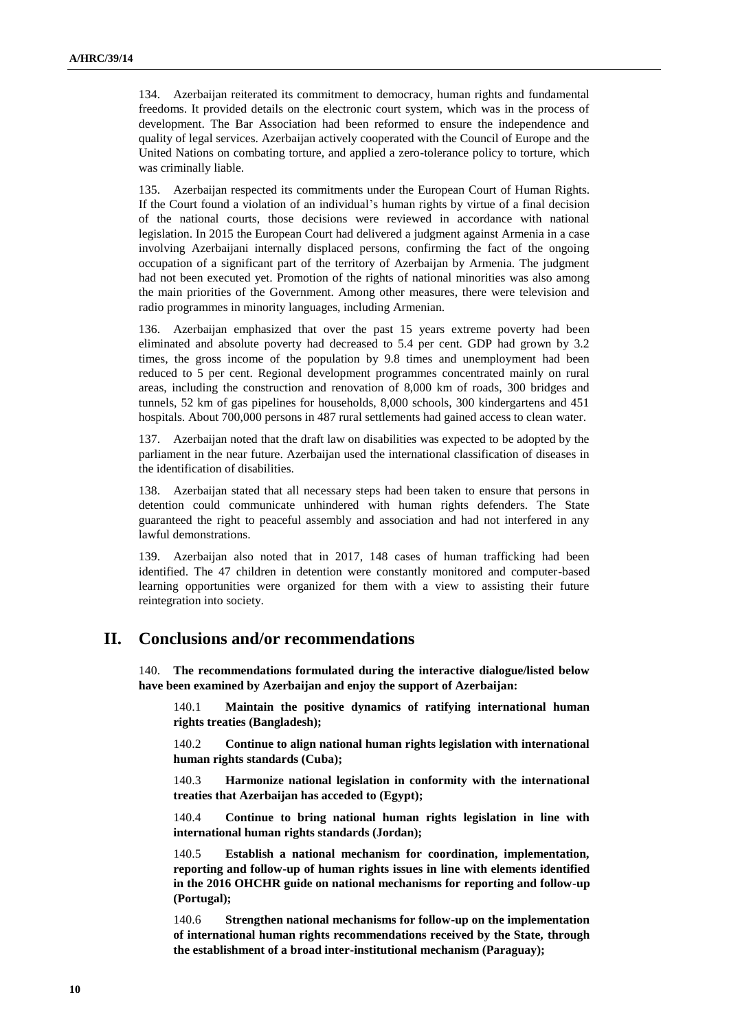134. Azerbaijan reiterated its commitment to democracy, human rights and fundamental freedoms. It provided details on the electronic court system, which was in the process of development. The Bar Association had been reformed to ensure the independence and quality of legal services. Azerbaijan actively cooperated with the Council of Europe and the United Nations on combating torture, and applied a zero-tolerance policy to torture, which was criminally liable.

135. Azerbaijan respected its commitments under the European Court of Human Rights. If the Court found a violation of an individual's human rights by virtue of a final decision of the national courts, those decisions were reviewed in accordance with national legislation. In 2015 the European Court had delivered a judgment against Armenia in a case involving Azerbaijani internally displaced persons, confirming the fact of the ongoing occupation of a significant part of the territory of Azerbaijan by Armenia. The judgment had not been executed yet. Promotion of the rights of national minorities was also among the main priorities of the Government. Among other measures, there were television and radio programmes in minority languages, including Armenian.

136. Azerbaijan emphasized that over the past 15 years extreme poverty had been eliminated and absolute poverty had decreased to 5.4 per cent. GDP had grown by 3.2 times, the gross income of the population by 9.8 times and unemployment had been reduced to 5 per cent. Regional development programmes concentrated mainly on rural areas, including the construction and renovation of 8,000 km of roads, 300 bridges and tunnels, 52 km of gas pipelines for households, 8,000 schools, 300 kindergartens and 451 hospitals. About 700,000 persons in 487 rural settlements had gained access to clean water.

137. Azerbaijan noted that the draft law on disabilities was expected to be adopted by the parliament in the near future. Azerbaijan used the international classification of diseases in the identification of disabilities.

138. Azerbaijan stated that all necessary steps had been taken to ensure that persons in detention could communicate unhindered with human rights defenders. The State guaranteed the right to peaceful assembly and association and had not interfered in any lawful demonstrations.

139. Azerbaijan also noted that in 2017, 148 cases of human trafficking had been identified. The 47 children in detention were constantly monitored and computer-based learning opportunities were organized for them with a view to assisting their future reintegration into society.

## II. Conclusions and/or recommendations

140. **The recommendations formulated during the interactive dialogue/listed below have been examined by Azerbaijan and enjoy the support of Azerbaijan:**

> 140.1 **Maintain the positive dynamics of ratifying international human rights treaties (Bangladesh);**
>
> 140.2 **Continue to align national human rights legislation with international human rights standards (Cuba);**
>
> 140.3 **Harmonize national legislation in conformity with the international treaties that Azerbaijan has acceded to (Egypt);**
>
> 140.4 **Continue to bring national human rights legislation in line with international human rights standards (Jordan);**
>
> 140.5 **Establish a national mechanism for coordination, implementation, reporting and follow-up of human rights issues in line with elements identified in the 2016 OHCHR guide on national mechanisms for reporting and follow-up (Portugal);**
>
> 140.6 **Strengthen national mechanisms for follow-up on the implementation of international human rights recommendations received by the State, through the establishment of a broad inter-institutional mechanism (Paraguay);**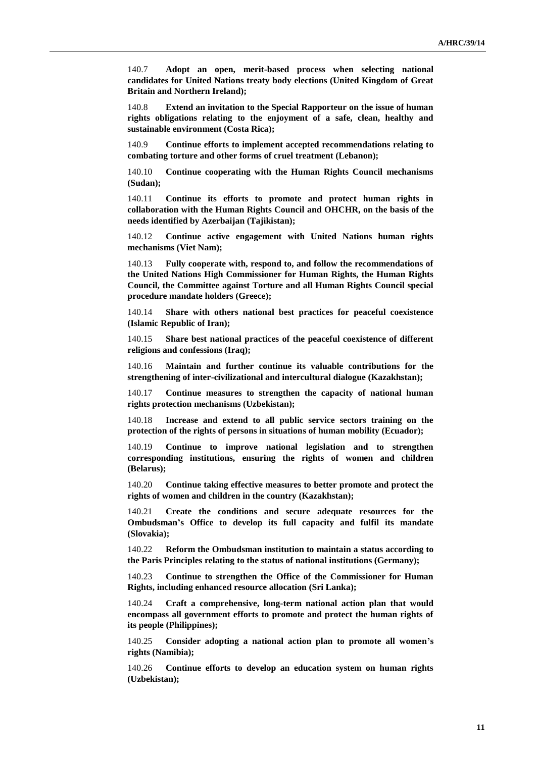140.7 **Adopt an open, merit-based process when selecting national candidates for United Nations treaty body elections (United Kingdom of Great Britain and Northern Ireland);**

140.8 **Extend an invitation to the Special Rapporteur on the issue of human rights obligations relating to the enjoyment of a safe, clean, healthy and sustainable environment (Costa Rica);**

140.9 **Continue efforts to implement accepted recommendations relating to combating torture and other forms of cruel treatment (Lebanon);**

140.10 **Continue cooperating with the Human Rights Council mechanisms (Sudan);**

140.11 **Continue its efforts to promote and protect human rights in collaboration with the Human Rights Council and OHCHR, on the basis of the needs identified by Azerbaijan (Tajikistan);**

140.12 **Continue active engagement with United Nations human rights mechanisms (Viet Nam);**

140.13 **Fully cooperate with, respond to, and follow the recommendations of the United Nations High Commissioner for Human Rights, the Human Rights Council, the Committee against Torture and all Human Rights Council special procedure mandate holders (Greece);**

140.14 **Share with others national best practices for peaceful coexistence (Islamic Republic of Iran);**

140.15 **Share best national practices of the peaceful coexistence of different religions and confessions (Iraq);**

140.16 **Maintain and further continue its valuable contributions for the strengthening of inter-civilizational and intercultural dialogue (Kazakhstan);**

140.17 **Continue measures to strengthen the capacity of national human rights protection mechanisms (Uzbekistan);**

140.18 **Increase and extend to all public service sectors training on the protection of the rights of persons in situations of human mobility (Ecuador);**

140.19 **Continue to improve national legislation and to strengthen corresponding institutions, ensuring the rights of women and children (Belarus);**

140.20 **Continue taking effective measures to better promote and protect the rights of women and children in the country (Kazakhstan);**

140.21 **Create the conditions and secure adequate resources for the Ombudsman's Office to develop its full capacity and fulfil its mandate (Slovakia);**

140.22 **Reform the Ombudsman institution to maintain a status according to the Paris Principles relating to the status of national institutions (Germany);**

140.23 **Continue to strengthen the Office of the Commissioner for Human Rights, including enhanced resource allocation (Sri Lanka);**

140.24 **Craft a comprehensive, long-term national action plan that would encompass all government efforts to promote and protect the human rights of its people (Philippines);**

140.25 **Consider adopting a national action plan to promote all women's rights (Namibia);**

140.26 **Continue efforts to develop an education system on human rights (Uzbekistan);**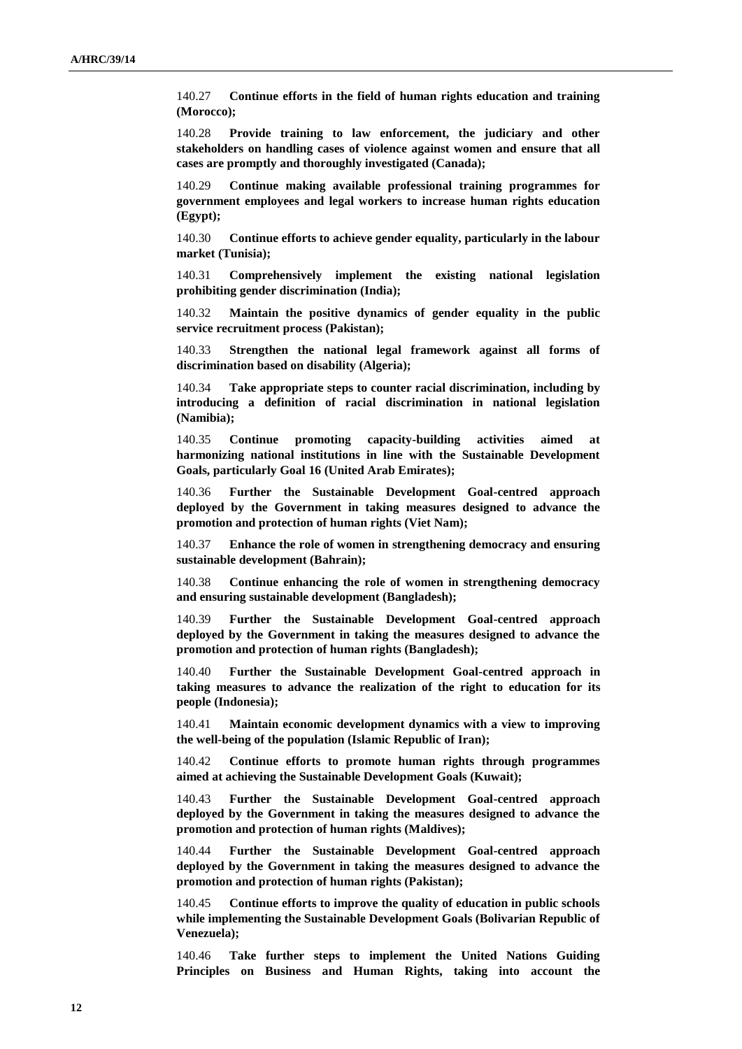140.27 **Continue efforts in the field of human rights education and training (Morocco);**

140.28 **Provide training to law enforcement, the judiciary and other stakeholders on handling cases of violence against women and ensure that all cases are promptly and thoroughly investigated (Canada);**

140.29 **Continue making available professional training programmes for government employees and legal workers to increase human rights education (Egypt);**

140.30 **Continue efforts to achieve gender equality, particularly in the labour market (Tunisia);**

140.31 **Comprehensively implement the existing national legislation prohibiting gender discrimination (India);**

140.32 **Maintain the positive dynamics of gender equality in the public service recruitment process (Pakistan);**

140.33 **Strengthen the national legal framework against all forms of discrimination based on disability (Algeria);**

140.34 **Take appropriate steps to counter racial discrimination, including by introducing a definition of racial discrimination in national legislation (Namibia);**

140.35 **Continue promoting capacity-building activities aimed at harmonizing national institutions in line with the Sustainable Development Goals, particularly Goal 16 (United Arab Emirates);**

140.36 **Further the Sustainable Development Goal-centred approach deployed by the Government in taking measures designed to advance the promotion and protection of human rights (Viet Nam);**

140.37 **Enhance the role of women in strengthening democracy and ensuring sustainable development (Bahrain);**

140.38 **Continue enhancing the role of women in strengthening democracy and ensuring sustainable development (Bangladesh);**

140.39 **Further the Sustainable Development Goal-centred approach deployed by the Government in taking the measures designed to advance the promotion and protection of human rights (Bangladesh);**

140.40 **Further the Sustainable Development Goal-centred approach in taking measures to advance the realization of the right to education for its people (Indonesia);**

140.41 **Maintain economic development dynamics with a view to improving the well-being of the population (Islamic Republic of Iran);**

140.42 **Continue efforts to promote human rights through programmes aimed at achieving the Sustainable Development Goals (Kuwait);**

140.43 **Further the Sustainable Development Goal-centred approach deployed by the Government in taking the measures designed to advance the promotion and protection of human rights (Maldives);**

140.44 **Further the Sustainable Development Goal-centred approach deployed by the Government in taking the measures designed to advance the promotion and protection of human rights (Pakistan);**

140.45 **Continue efforts to improve the quality of education in public schools while implementing the Sustainable Development Goals (Bolivarian Republic of Venezuela);**

140.46 **Take further steps to implement the United Nations Guiding Principles on Business and Human Rights, taking into account the**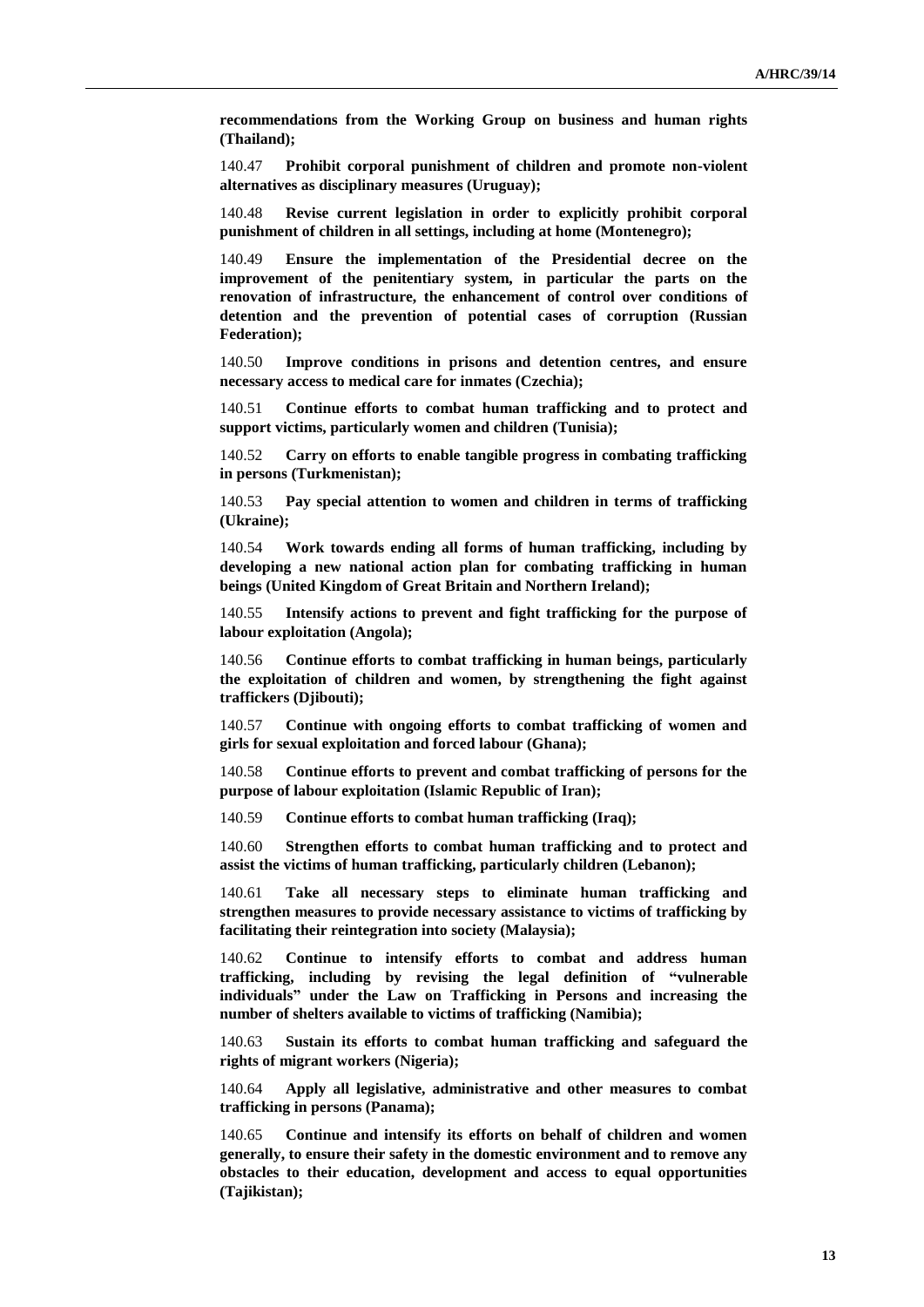**recommendations from the Working Group on business and human rights (Thailand);**

140.47 **Prohibit corporal punishment of children and promote non-violent alternatives as disciplinary measures (Uruguay);**

140.48 **Revise current legislation in order to explicitly prohibit corporal punishment of children in all settings, including at home (Montenegro);**

140.49 **Ensure the implementation of the Presidential decree on the improvement of the penitentiary system, in particular the parts on the renovation of infrastructure, the enhancement of control over conditions of detention and the prevention of potential cases of corruption (Russian Federation);**

140.50 **Improve conditions in prisons and detention centres, and ensure necessary access to medical care for inmates (Czechia);**

140.51 **Continue efforts to combat human trafficking and to protect and support victims, particularly women and children (Tunisia);**

140.52 **Carry on efforts to enable tangible progress in combating trafficking in persons (Turkmenistan);**

140.53 **Pay special attention to women and children in terms of trafficking (Ukraine);**

140.54 **Work towards ending all forms of human trafficking, including by developing a new national action plan for combating trafficking in human beings (United Kingdom of Great Britain and Northern Ireland);**

140.55 **Intensify actions to prevent and fight trafficking for the purpose of labour exploitation (Angola);**

140.56 **Continue efforts to combat trafficking in human beings, particularly the exploitation of children and women, by strengthening the fight against traffickers (Djibouti);**

140.57 **Continue with ongoing efforts to combat trafficking of women and girls for sexual exploitation and forced labour (Ghana);**

140.58 **Continue efforts to prevent and combat trafficking of persons for the purpose of labour exploitation (Islamic Republic of Iran);**

140.59 **Continue efforts to combat human trafficking (Iraq);**

140.60 **Strengthen efforts to combat human trafficking and to protect and assist the victims of human trafficking, particularly children (Lebanon);**

140.61 **Take all necessary steps to eliminate human trafficking and strengthen measures to provide necessary assistance to victims of trafficking by facilitating their reintegration into society (Malaysia);**

140.62 **Continue to intensify efforts to combat and address human trafficking, including by revising the legal definition of "vulnerable individuals" under the Law on Trafficking in Persons and increasing the number of shelters available to victims of trafficking (Namibia);**

140.63 **Sustain its efforts to combat human trafficking and safeguard the rights of migrant workers (Nigeria);**

140.64 **Apply all legislative, administrative and other measures to combat trafficking in persons (Panama);**

140.65 **Continue and intensify its efforts on behalf of children and women generally, to ensure their safety in the domestic environment and to remove any obstacles to their education, development and access to equal opportunities (Tajikistan);**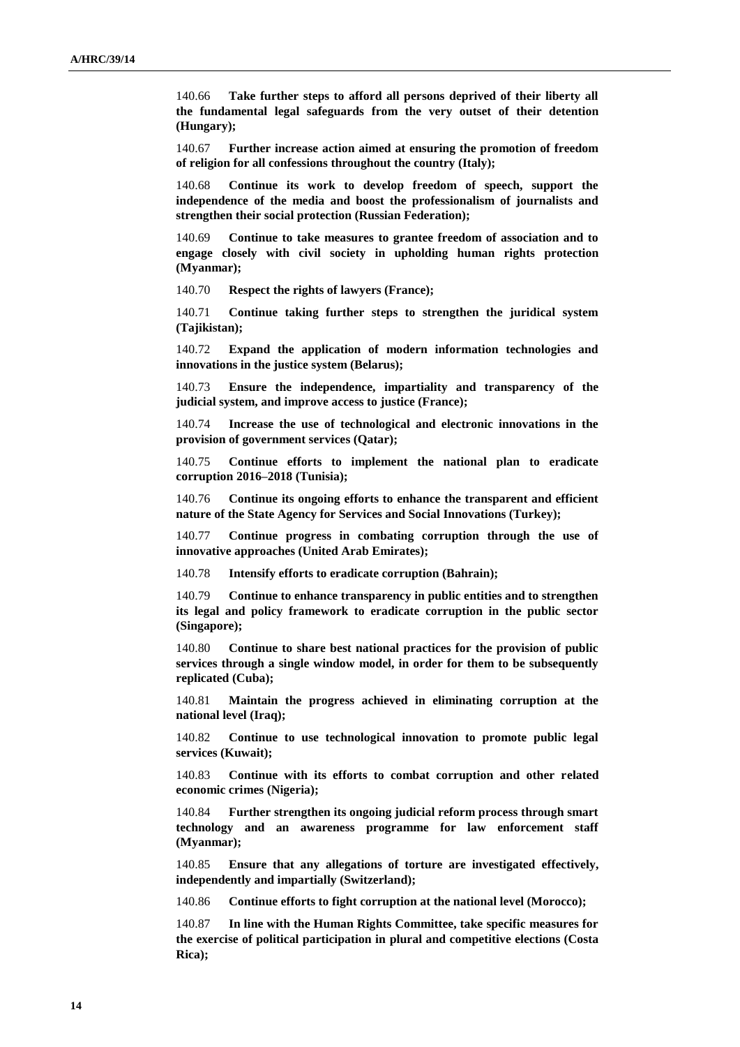140.66 **Take further steps to afford all persons deprived of their liberty all the fundamental legal safeguards from the very outset of their detention (Hungary);**

140.67 **Further increase action aimed at ensuring the promotion of freedom of religion for all confessions throughout the country (Italy);**

140.68 **Continue its work to develop freedom of speech, support the independence of the media and boost the professionalism of journalists and strengthen their social protection (Russian Federation);**

140.69 **Continue to take measures to grantee freedom of association and to engage closely with civil society in upholding human rights protection (Myanmar);**

140.70 **Respect the rights of lawyers (France);**

140.71 **Continue taking further steps to strengthen the juridical system (Tajikistan);**

140.72 **Expand the application of modern information technologies and innovations in the justice system (Belarus);**

140.73 **Ensure the independence, impartiality and transparency of the judicial system, and improve access to justice (France);**

140.74 **Increase the use of technological and electronic innovations in the provision of government services (Qatar);**

140.75 **Continue efforts to implement the national plan to eradicate corruption 2016–2018 (Tunisia);**

140.76 **Continue its ongoing efforts to enhance the transparent and efficient nature of the State Agency for Services and Social Innovations (Turkey);**

140.77 **Continue progress in combating corruption through the use of innovative approaches (United Arab Emirates);**

140.78 **Intensify efforts to eradicate corruption (Bahrain);**

140.79 **Continue to enhance transparency in public entities and to strengthen its legal and policy framework to eradicate corruption in the public sector (Singapore);**

140.80 **Continue to share best national practices for the provision of public services through a single window model, in order for them to be subsequently replicated (Cuba);**

140.81 **Maintain the progress achieved in eliminating corruption at the national level (Iraq);**

140.82 **Continue to use technological innovation to promote public legal services (Kuwait);**

140.83 **Continue with its efforts to combat corruption and other related economic crimes (Nigeria);**

140.84 **Further strengthen its ongoing judicial reform process through smart technology and an awareness programme for law enforcement staff (Myanmar);**

140.85 **Ensure that any allegations of torture are investigated effectively, independently and impartially (Switzerland);**

140.86 **Continue efforts to fight corruption at the national level (Morocco);**

140.87 **In line with the Human Rights Committee, take specific measures for the exercise of political participation in plural and competitive elections (Costa Rica);**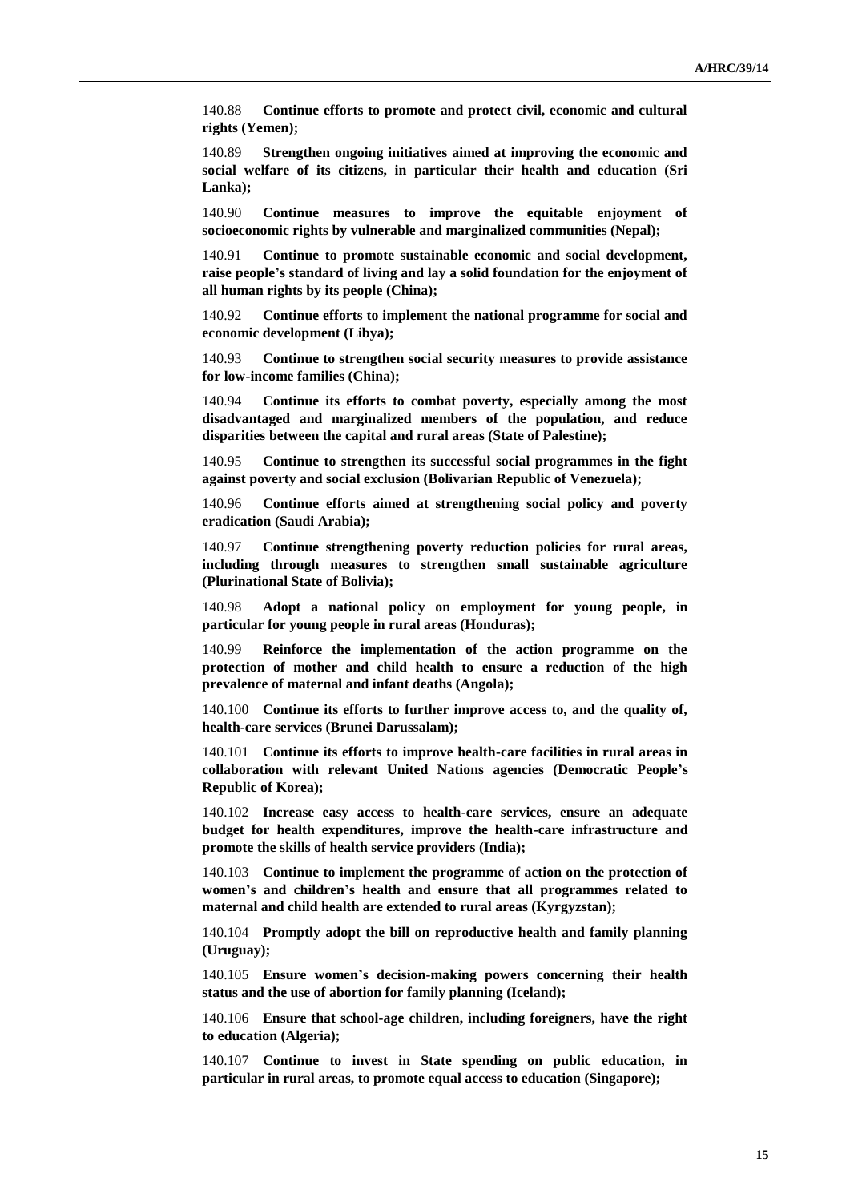140.88 **Continue efforts to promote and protect civil, economic and cultural rights (Yemen);**

140.89 **Strengthen ongoing initiatives aimed at improving the economic and social welfare of its citizens, in particular their health and education (Sri Lanka);**

140.90 **Continue measures to improve the equitable enjoyment of socioeconomic rights by vulnerable and marginalized communities (Nepal);**

140.91 **Continue to promote sustainable economic and social development, raise people's standard of living and lay a solid foundation for the enjoyment of all human rights by its people (China);**

140.92 **Continue efforts to implement the national programme for social and economic development (Libya);**

140.93 **Continue to strengthen social security measures to provide assistance for low-income families (China);**

140.94 **Continue its efforts to combat poverty, especially among the most disadvantaged and marginalized members of the population, and reduce disparities between the capital and rural areas (State of Palestine);**

140.95 **Continue to strengthen its successful social programmes in the fight against poverty and social exclusion (Bolivarian Republic of Venezuela);**

140.96 **Continue efforts aimed at strengthening social policy and poverty eradication (Saudi Arabia);**

140.97 **Continue strengthening poverty reduction policies for rural areas, including through measures to strengthen small sustainable agriculture (Plurinational State of Bolivia);**

140.98 **Adopt a national policy on employment for young people, in particular for young people in rural areas (Honduras);**

140.99 **Reinforce the implementation of the action programme on the protection of mother and child health to ensure a reduction of the high prevalence of maternal and infant deaths (Angola);**

140.100 **Continue its efforts to further improve access to, and the quality of, health-care services (Brunei Darussalam);**

140.101 **Continue its efforts to improve health-care facilities in rural areas in collaboration with relevant United Nations agencies (Democratic People's Republic of Korea);**

140.102 **Increase easy access to health-care services, ensure an adequate budget for health expenditures, improve the health-care infrastructure and promote the skills of health service providers (India);**

140.103 **Continue to implement the programme of action on the protection of women's and children's health and ensure that all programmes related to maternal and child health are extended to rural areas (Kyrgyzstan);**

140.104 **Promptly adopt the bill on reproductive health and family planning (Uruguay);**

140.105 **Ensure women's decision-making powers concerning their health status and the use of abortion for family planning (Iceland);**

140.106 **Ensure that school-age children, including foreigners, have the right to education (Algeria);**

140.107 **Continue to invest in State spending on public education, in particular in rural areas, to promote equal access to education (Singapore);**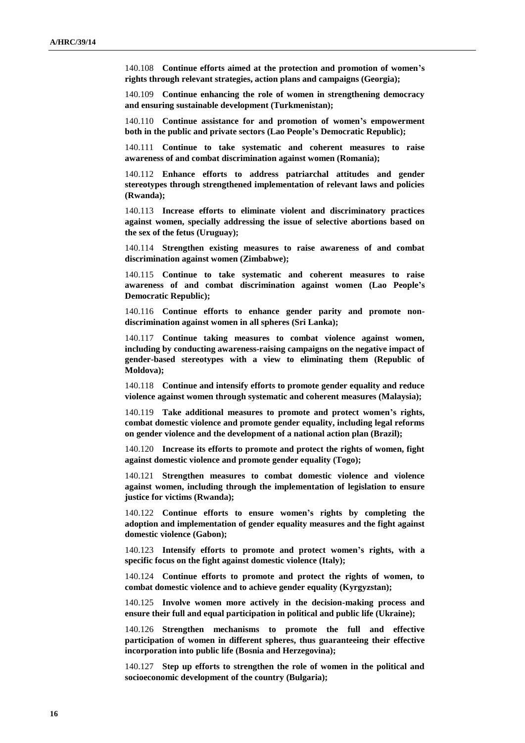140.108 **Continue efforts aimed at the protection and promotion of women's rights through relevant strategies, action plans and campaigns (Georgia);**

140.109 **Continue enhancing the role of women in strengthening democracy and ensuring sustainable development (Turkmenistan);**

140.110 **Continue assistance for and promotion of women's empowerment both in the public and private sectors (Lao People's Democratic Republic);**

140.111 **Continue to take systematic and coherent measures to raise awareness of and combat discrimination against women (Romania);**

140.112 **Enhance efforts to address patriarchal attitudes and gender stereotypes through strengthened implementation of relevant laws and policies (Rwanda);**

140.113 **Increase efforts to eliminate violent and discriminatory practices against women, specially addressing the issue of selective abortions based on the sex of the fetus (Uruguay);**

140.114 **Strengthen existing measures to raise awareness of and combat discrimination against women (Zimbabwe);**

140.115 **Continue to take systematic and coherent measures to raise awareness of and combat discrimination against women (Lao People's Democratic Republic);**

140.116 **Continue efforts to enhance gender parity and promote non-discrimination against women in all spheres (Sri Lanka);**

140.117 **Continue taking measures to combat violence against women, including by conducting awareness-raising campaigns on the negative impact of gender-based stereotypes with a view to eliminating them (Republic of Moldova);**

140.118 **Continue and intensify efforts to promote gender equality and reduce violence against women through systematic and coherent measures (Malaysia);**

140.119 **Take additional measures to promote and protect women's rights, combat domestic violence and promote gender equality, including legal reforms on gender violence and the development of a national action plan (Brazil);**

140.120 **Increase its efforts to promote and protect the rights of women, fight against domestic violence and promote gender equality (Togo);**

140.121 **Strengthen measures to combat domestic violence and violence against women, including through the implementation of legislation to ensure justice for victims (Rwanda);**

140.122 **Continue efforts to ensure women's rights by completing the adoption and implementation of gender equality measures and the fight against domestic violence (Gabon);**

140.123 **Intensify efforts to promote and protect women's rights, with a specific focus on the fight against domestic violence (Italy);**

140.124 **Continue efforts to promote and protect the rights of women, to combat domestic violence and to achieve gender equality (Kyrgyzstan);**

140.125 **Involve women more actively in the decision-making process and ensure their full and equal participation in political and public life (Ukraine);**

140.126 **Strengthen mechanisms to promote the full and effective participation of women in different spheres, thus guaranteeing their effective incorporation into public life (Bosnia and Herzegovina);**

140.127 **Step up efforts to strengthen the role of women in the political and socioeconomic development of the country (Bulgaria);**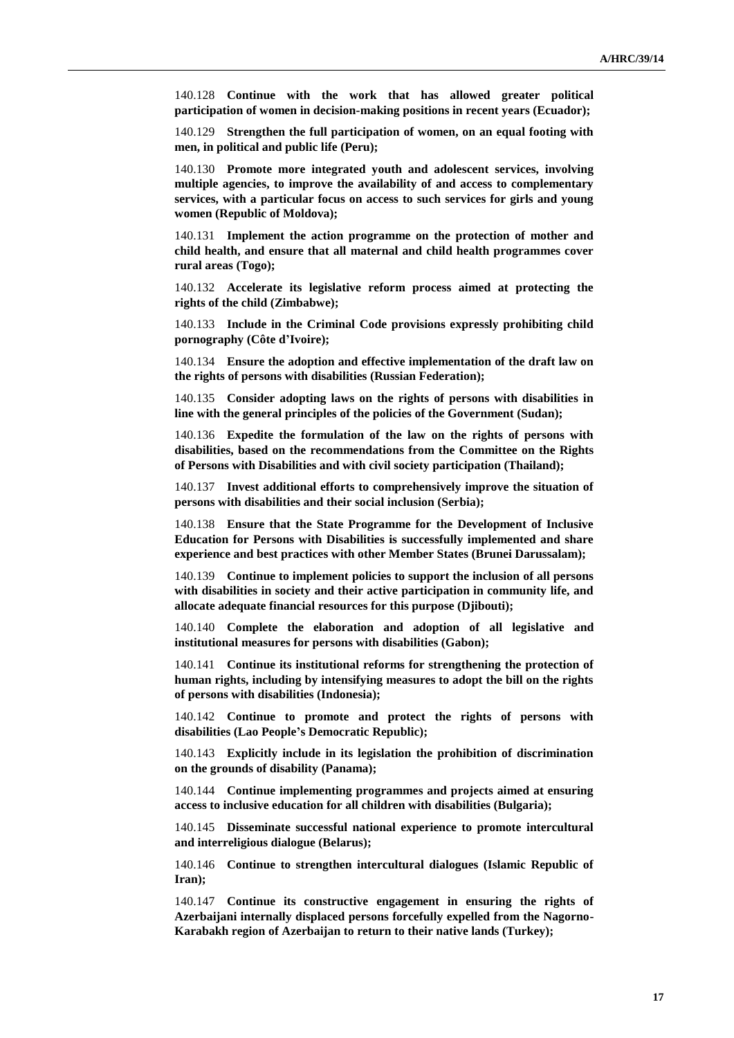140.128 **Continue with the work that has allowed greater political participation of women in decision-making positions in recent years (Ecuador);**

140.129 **Strengthen the full participation of women, on an equal footing with men, in political and public life (Peru);**

140.130 **Promote more integrated youth and adolescent services, involving multiple agencies, to improve the availability of and access to complementary services, with a particular focus on access to such services for girls and young women (Republic of Moldova);**

140.131 **Implement the action programme on the protection of mother and child health, and ensure that all maternal and child health programmes cover rural areas (Togo);**

140.132 **Accelerate its legislative reform process aimed at protecting the rights of the child (Zimbabwe);**

140.133 **Include in the Criminal Code provisions expressly prohibiting child pornography (Côte d'Ivoire);**

140.134 **Ensure the adoption and effective implementation of the draft law on the rights of persons with disabilities (Russian Federation);**

140.135 **Consider adopting laws on the rights of persons with disabilities in line with the general principles of the policies of the Government (Sudan);**

140.136 **Expedite the formulation of the law on the rights of persons with disabilities, based on the recommendations from the Committee on the Rights of Persons with Disabilities and with civil society participation (Thailand);**

140.137 **Invest additional efforts to comprehensively improve the situation of persons with disabilities and their social inclusion (Serbia);**

140.138 **Ensure that the State Programme for the Development of Inclusive Education for Persons with Disabilities is successfully implemented and share experience and best practices with other Member States (Brunei Darussalam);**

140.139 **Continue to implement policies to support the inclusion of all persons with disabilities in society and their active participation in community life, and allocate adequate financial resources for this purpose (Djibouti);**

140.140 **Complete the elaboration and adoption of all legislative and institutional measures for persons with disabilities (Gabon);**

140.141 **Continue its institutional reforms for strengthening the protection of human rights, including by intensifying measures to adopt the bill on the rights of persons with disabilities (Indonesia);**

140.142 **Continue to promote and protect the rights of persons with disabilities (Lao People's Democratic Republic);**

140.143 **Explicitly include in its legislation the prohibition of discrimination on the grounds of disability (Panama);**

140.144 **Continue implementing programmes and projects aimed at ensuring access to inclusive education for all children with disabilities (Bulgaria);**

140.145 **Disseminate successful national experience to promote intercultural and interreligious dialogue (Belarus);**

140.146 **Continue to strengthen intercultural dialogues (Islamic Republic of Iran);**

140.147 **Continue its constructive engagement in ensuring the rights of Azerbaijani internally displaced persons forcefully expelled from the Nagorno-Karabakh region of Azerbaijan to return to their native lands (Turkey);**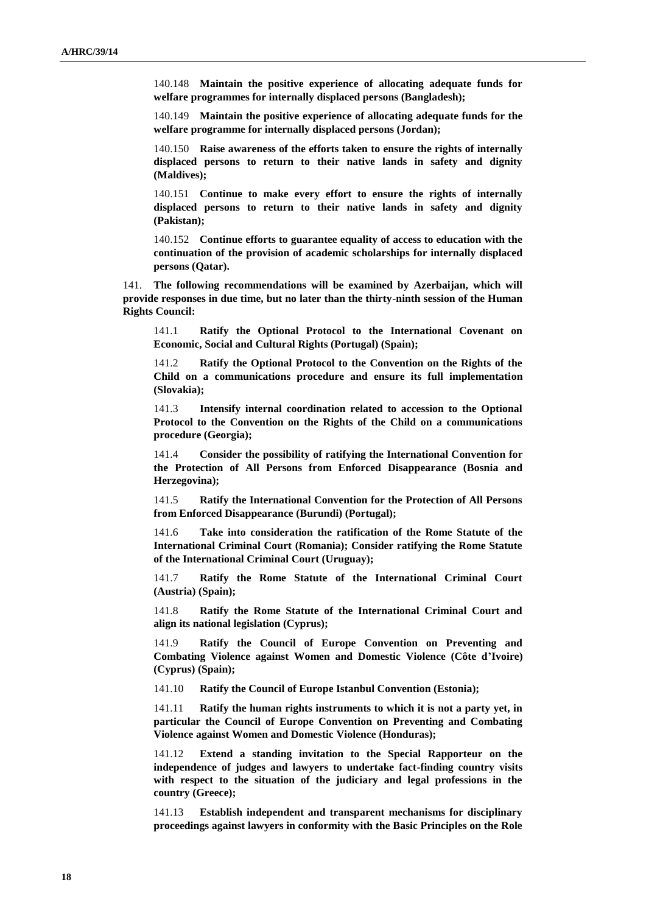140.148 **Maintain the positive experience of allocating adequate funds for welfare programmes for internally displaced persons (Bangladesh);**

140.149 **Maintain the positive experience of allocating adequate funds for the welfare programme for internally displaced persons (Jordan);**

140.150 **Raise awareness of the efforts taken to ensure the rights of internally displaced persons to return to their native lands in safety and dignity (Maldives);**

140.151 **Continue to make every effort to ensure the rights of internally displaced persons to return to their native lands in safety and dignity (Pakistan);**

140.152 **Continue efforts to guarantee equality of access to education with the continuation of the provision of academic scholarships for internally displaced persons (Qatar).**

141. **The following recommendations will be examined by Azerbaijan, which will provide responses in due time, but no later than the thirty-ninth session of the Human Rights Council:**

141.1 **Ratify the Optional Protocol to the International Covenant on Economic, Social and Cultural Rights (Portugal) (Spain);**

141.2 **Ratify the Optional Protocol to the Convention on the Rights of the Child on a communications procedure and ensure its full implementation (Slovakia);**

141.3 **Intensify internal coordination related to accession to the Optional Protocol to the Convention on the Rights of the Child on a communications procedure (Georgia);**

141.4 **Consider the possibility of ratifying the International Convention for the Protection of All Persons from Enforced Disappearance (Bosnia and Herzegovina);**

141.5 **Ratify the International Convention for the Protection of All Persons from Enforced Disappearance (Burundi) (Portugal);**

141.6 **Take into consideration the ratification of the Rome Statute of the International Criminal Court (Romania); Consider ratifying the Rome Statute of the International Criminal Court (Uruguay);**

141.7 **Ratify the Rome Statute of the International Criminal Court (Austria) (Spain);**

141.8 **Ratify the Rome Statute of the International Criminal Court and align its national legislation (Cyprus);**

141.9 **Ratify the Council of Europe Convention on Preventing and Combating Violence against Women and Domestic Violence (Côte d'Ivoire) (Cyprus) (Spain);**

141.10 **Ratify the Council of Europe Istanbul Convention (Estonia);**

141.11 **Ratify the human rights instruments to which it is not a party yet, in particular the Council of Europe Convention on Preventing and Combating Violence against Women and Domestic Violence (Honduras);**

141.12 **Extend a standing invitation to the Special Rapporteur on the independence of judges and lawyers to undertake fact-finding country visits with respect to the situation of the judiciary and legal professions in the country (Greece);**

141.13 **Establish independent and transparent mechanisms for disciplinary proceedings against lawyers in conformity with the Basic Principles on the Role**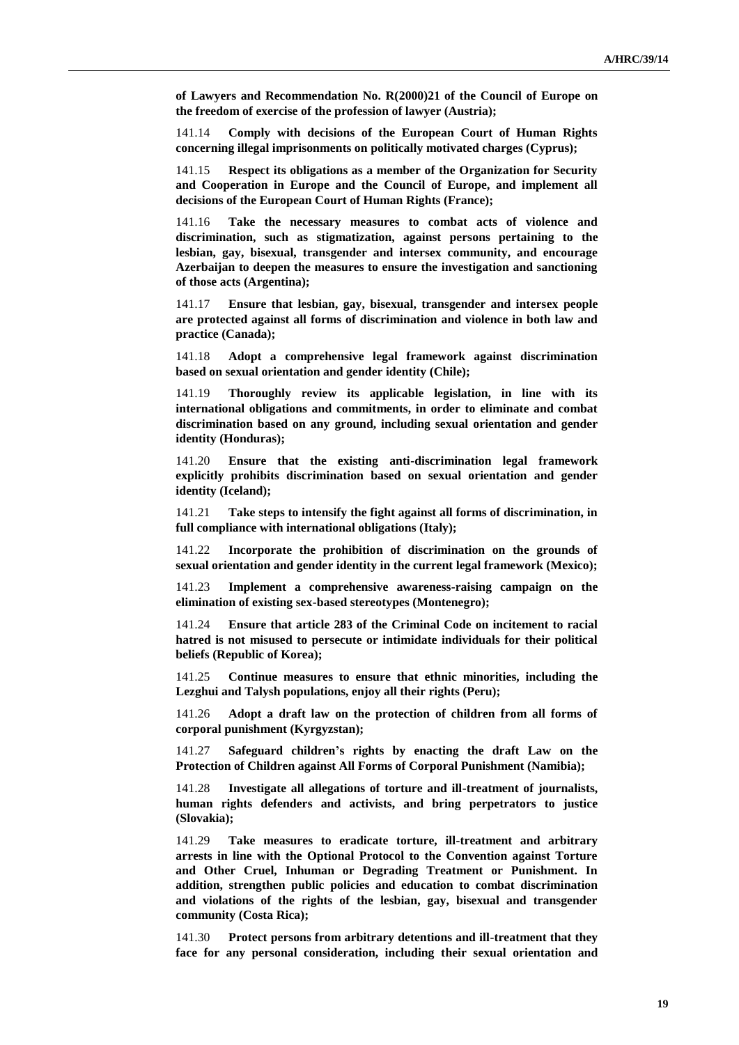**of Lawyers and Recommendation No. R(2000)21 of the Council of Europe on the freedom of exercise of the profession of lawyer (Austria);**

141.14 **Comply with decisions of the European Court of Human Rights concerning illegal imprisonments on politically motivated charges (Cyprus);**

141.15 **Respect its obligations as a member of the Organization for Security and Cooperation in Europe and the Council of Europe, and implement all decisions of the European Court of Human Rights (France);**

141.16 **Take the necessary measures to combat acts of violence and discrimination, such as stigmatization, against persons pertaining to the lesbian, gay, bisexual, transgender and intersex community, and encourage Azerbaijan to deepen the measures to ensure the investigation and sanctioning of those acts (Argentina);**

141.17 **Ensure that lesbian, gay, bisexual, transgender and intersex people are protected against all forms of discrimination and violence in both law and practice (Canada);**

141.18 **Adopt a comprehensive legal framework against discrimination based on sexual orientation and gender identity (Chile);**

141.19 **Thoroughly review its applicable legislation, in line with its international obligations and commitments, in order to eliminate and combat discrimination based on any ground, including sexual orientation and gender identity (Honduras);**

141.20 **Ensure that the existing anti-discrimination legal framework explicitly prohibits discrimination based on sexual orientation and gender identity (Iceland);**

141.21 **Take steps to intensify the fight against all forms of discrimination, in full compliance with international obligations (Italy);**

141.22 **Incorporate the prohibition of discrimination on the grounds of sexual orientation and gender identity in the current legal framework (Mexico);**

141.23 **Implement a comprehensive awareness-raising campaign on the elimination of existing sex-based stereotypes (Montenegro);**

141.24 **Ensure that article 283 of the Criminal Code on incitement to racial hatred is not misused to persecute or intimidate individuals for their political beliefs (Republic of Korea);**

141.25 **Continue measures to ensure that ethnic minorities, including the Lezghui and Talysh populations, enjoy all their rights (Peru);**

141.26 **Adopt a draft law on the protection of children from all forms of corporal punishment (Kyrgyzstan);**

141.27 **Safeguard children's rights by enacting the draft Law on the Protection of Children against All Forms of Corporal Punishment (Namibia);**

141.28 **Investigate all allegations of torture and ill-treatment of journalists, human rights defenders and activists, and bring perpetrators to justice (Slovakia);**

141.29 **Take measures to eradicate torture, ill-treatment and arbitrary arrests in line with the Optional Protocol to the Convention against Torture and Other Cruel, Inhuman or Degrading Treatment or Punishment. In addition, strengthen public policies and education to combat discrimination and violations of the rights of the lesbian, gay, bisexual and transgender community (Costa Rica);**

141.30 **Protect persons from arbitrary detentions and ill-treatment that they face for any personal consideration, including their sexual orientation and**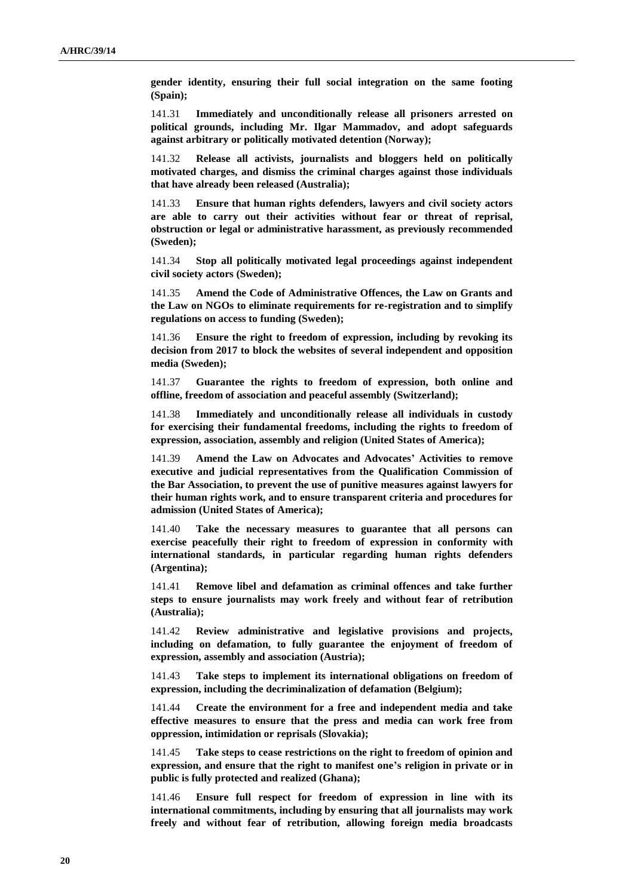**gender identity, ensuring their full social integration on the same footing (Spain);**

141.31 **Immediately and unconditionally release all prisoners arrested on political grounds, including Mr. Ilgar Mammadov, and adopt safeguards against arbitrary or politically motivated detention (Norway);**

141.32 **Release all activists, journalists and bloggers held on politically motivated charges, and dismiss the criminal charges against those individuals that have already been released (Australia);**

141.33 **Ensure that human rights defenders, lawyers and civil society actors are able to carry out their activities without fear or threat of reprisal, obstruction or legal or administrative harassment, as previously recommended (Sweden);**

141.34 **Stop all politically motivated legal proceedings against independent civil society actors (Sweden);**

141.35 **Amend the Code of Administrative Offences, the Law on Grants and the Law on NGOs to eliminate requirements for re-registration and to simplify regulations on access to funding (Sweden);**

141.36 **Ensure the right to freedom of expression, including by revoking its decision from 2017 to block the websites of several independent and opposition media (Sweden);**

141.37 **Guarantee the rights to freedom of expression, both online and offline, freedom of association and peaceful assembly (Switzerland);**

141.38 **Immediately and unconditionally release all individuals in custody for exercising their fundamental freedoms, including the rights to freedom of expression, association, assembly and religion (United States of America);**

141.39 **Amend the Law on Advocates and Advocates' Activities to remove executive and judicial representatives from the Qualification Commission of the Bar Association, to prevent the use of punitive measures against lawyers for their human rights work, and to ensure transparent criteria and procedures for admission (United States of America);**

141.40 **Take the necessary measures to guarantee that all persons can exercise peacefully their right to freedom of expression in conformity with international standards, in particular regarding human rights defenders (Argentina);**

141.41 **Remove libel and defamation as criminal offences and take further steps to ensure journalists may work freely and without fear of retribution (Australia);**

141.42 **Review administrative and legislative provisions and projects, including on defamation, to fully guarantee the enjoyment of freedom of expression, assembly and association (Austria);**

141.43 **Take steps to implement its international obligations on freedom of expression, including the decriminalization of defamation (Belgium);**

141.44 **Create the environment for a free and independent media and take effective measures to ensure that the press and media can work free from oppression, intimidation or reprisals (Slovakia);**

141.45 **Take steps to cease restrictions on the right to freedom of opinion and expression, and ensure that the right to manifest one's religion in private or in public is fully protected and realized (Ghana);**

141.46 **Ensure full respect for freedom of expression in line with its international commitments, including by ensuring that all journalists may work freely and without fear of retribution, allowing foreign media broadcasts**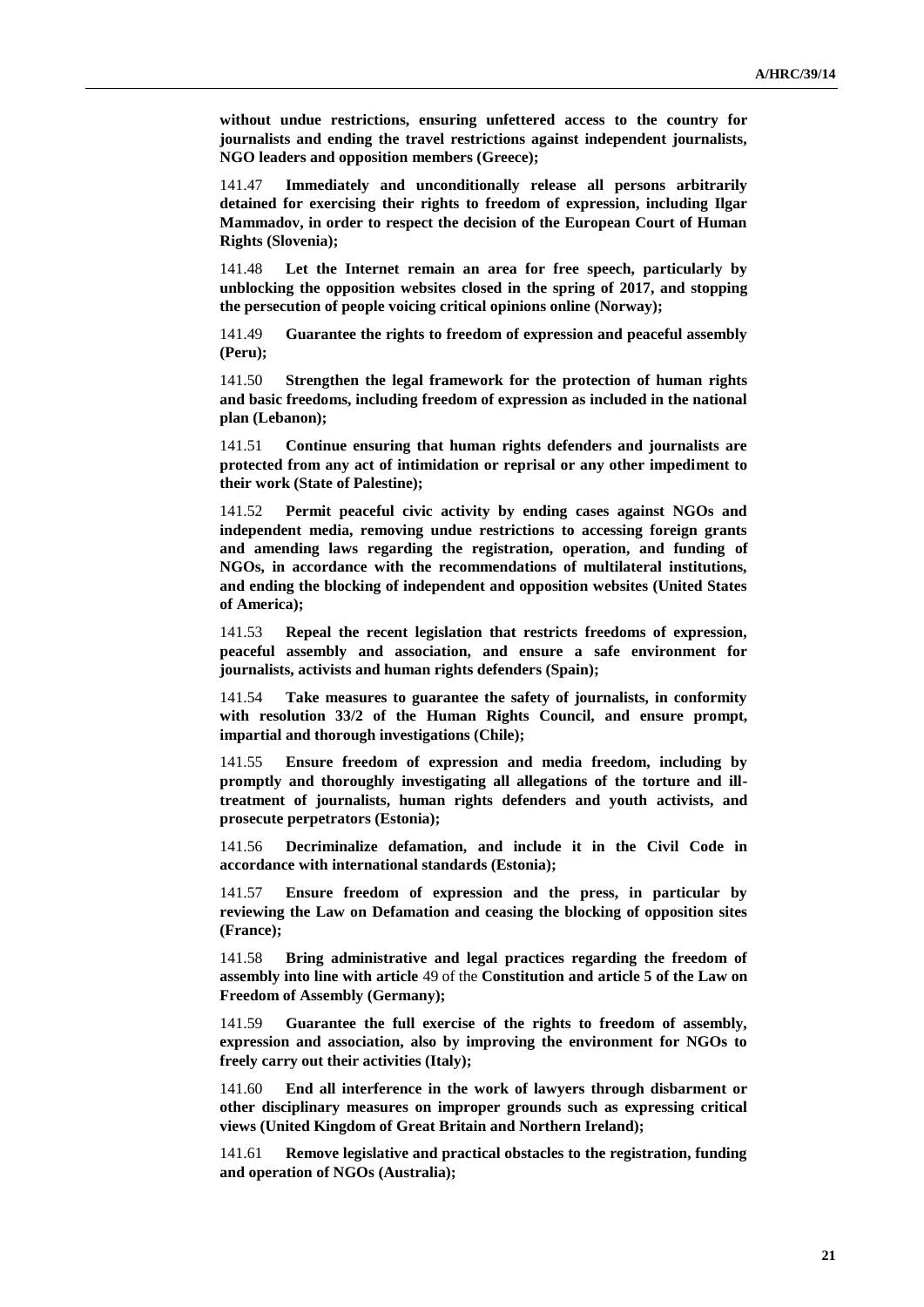**without undue restrictions, ensuring unfettered access to the country for journalists and ending the travel restrictions against independent journalists, NGO leaders and opposition members (Greece);**

141.47 **Immediately and unconditionally release all persons arbitrarily detained for exercising their rights to freedom of expression, including Ilgar Mammadov, in order to respect the decision of the European Court of Human Rights (Slovenia);**

141.48 **Let the Internet remain an area for free speech, particularly by unblocking the opposition websites closed in the spring of 2017, and stopping the persecution of people voicing critical opinions online (Norway);**

141.49 **Guarantee the rights to freedom of expression and peaceful assembly (Peru);**

141.50 **Strengthen the legal framework for the protection of human rights and basic freedoms, including freedom of expression as included in the national plan (Lebanon);**

141.51 **Continue ensuring that human rights defenders and journalists are protected from any act of intimidation or reprisal or any other impediment to their work (State of Palestine);**

141.52 **Permit peaceful civic activity by ending cases against NGOs and independent media, removing undue restrictions to accessing foreign grants and amending laws regarding the registration, operation, and funding of NGOs, in accordance with the recommendations of multilateral institutions, and ending the blocking of independent and opposition websites (United States of America);**

141.53 **Repeal the recent legislation that restricts freedoms of expression, peaceful assembly and association, and ensure a safe environment for journalists, activists and human rights defenders (Spain);**

141.54 **Take measures to guarantee the safety of journalists, in conformity with resolution 33/2 of the Human Rights Council, and ensure prompt, impartial and thorough investigations (Chile);**

141.55 **Ensure freedom of expression and media freedom, including by promptly and thoroughly investigating all allegations of the torture and ill-treatment of journalists, human rights defenders and youth activists, and prosecute perpetrators (Estonia);**

141.56 **Decriminalize defamation, and include it in the Civil Code in accordance with international standards (Estonia);**

141.57 **Ensure freedom of expression and the press, in particular by reviewing the Law on Defamation and ceasing the blocking of opposition sites (France);**

141.58 **Bring administrative and legal practices regarding the freedom of assembly into line with article** 49 of the **Constitution and article 5 of the Law on Freedom of Assembly (Germany);**

141.59 **Guarantee the full exercise of the rights to freedom of assembly, expression and association, also by improving the environment for NGOs to freely carry out their activities (Italy);**

141.60 **End all interference in the work of lawyers through disbarment or other disciplinary measures on improper grounds such as expressing critical views (United Kingdom of Great Britain and Northern Ireland);**

141.61 **Remove legislative and practical obstacles to the registration, funding and operation of NGOs (Australia);**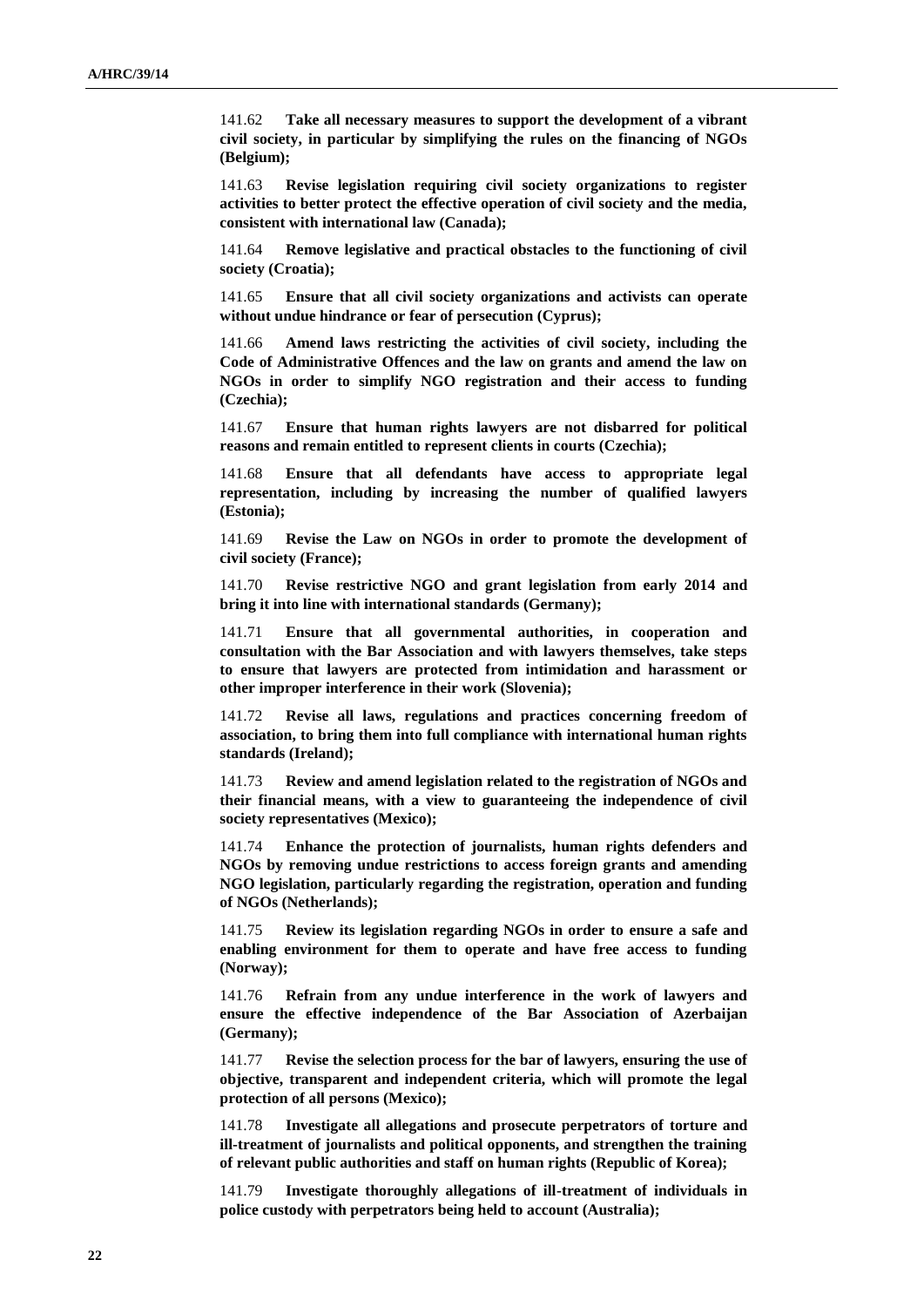141.62 **Take all necessary measures to support the development of a vibrant civil society, in particular by simplifying the rules on the financing of NGOs (Belgium);**

141.63 **Revise legislation requiring civil society organizations to register activities to better protect the effective operation of civil society and the media, consistent with international law (Canada);**

141.64 **Remove legislative and practical obstacles to the functioning of civil society (Croatia);**

141.65 **Ensure that all civil society organizations and activists can operate without undue hindrance or fear of persecution (Cyprus);**

141.66 **Amend laws restricting the activities of civil society, including the Code of Administrative Offences and the law on grants and amend the law on NGOs in order to simplify NGO registration and their access to funding (Czechia);**

141.67 **Ensure that human rights lawyers are not disbarred for political reasons and remain entitled to represent clients in courts (Czechia);**

141.68 **Ensure that all defendants have access to appropriate legal representation, including by increasing the number of qualified lawyers (Estonia);**

141.69 **Revise the Law on NGOs in order to promote the development of civil society (France);**

141.70 **Revise restrictive NGO and grant legislation from early 2014 and bring it into line with international standards (Germany);**

141.71 **Ensure that all governmental authorities, in cooperation and consultation with the Bar Association and with lawyers themselves, take steps to ensure that lawyers are protected from intimidation and harassment or other improper interference in their work (Slovenia);**

141.72 **Revise all laws, regulations and practices concerning freedom of association, to bring them into full compliance with international human rights standards (Ireland);**

141.73 **Review and amend legislation related to the registration of NGOs and their financial means, with a view to guaranteeing the independence of civil society representatives (Mexico);**

141.74 **Enhance the protection of journalists, human rights defenders and NGOs by removing undue restrictions to access foreign grants and amending NGO legislation, particularly regarding the registration, operation and funding of NGOs (Netherlands);**

141.75 **Review its legislation regarding NGOs in order to ensure a safe and enabling environment for them to operate and have free access to funding (Norway);**

141.76 **Refrain from any undue interference in the work of lawyers and ensure the effective independence of the Bar Association of Azerbaijan (Germany);**

141.77 **Revise the selection process for the bar of lawyers, ensuring the use of objective, transparent and independent criteria, which will promote the legal protection of all persons (Mexico);**

141.78 **Investigate all allegations and prosecute perpetrators of torture and ill-treatment of journalists and political opponents, and strengthen the training of relevant public authorities and staff on human rights (Republic of Korea);**

141.79 **Investigate thoroughly allegations of ill-treatment of individuals in police custody with perpetrators being held to account (Australia);**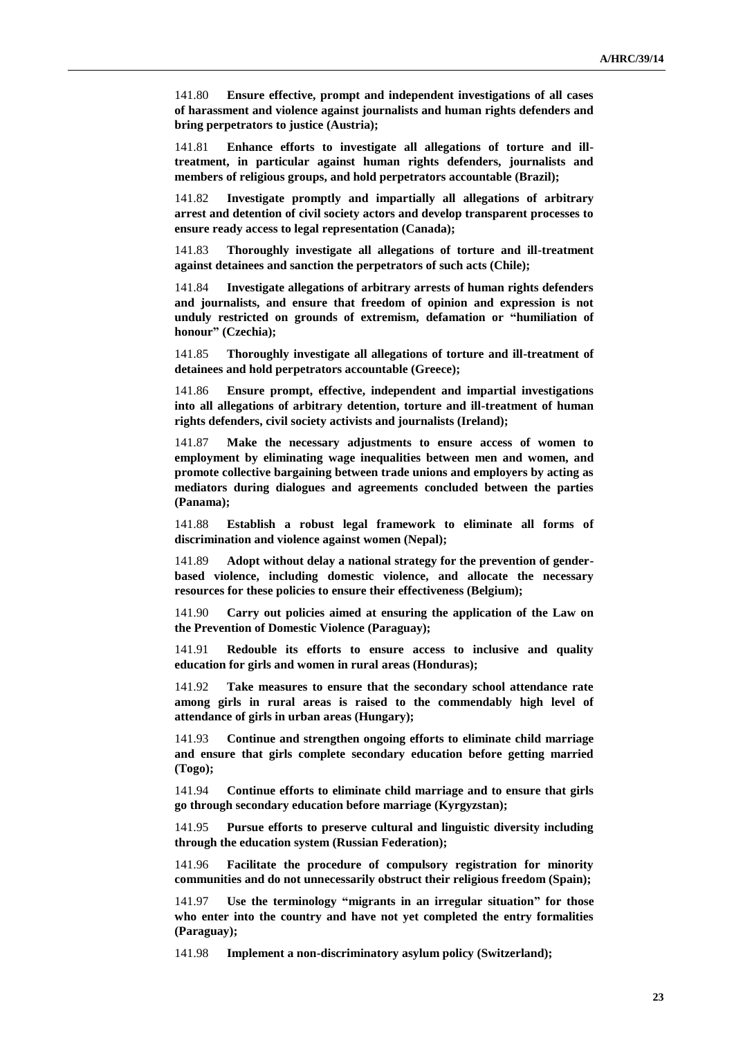141.80 **Ensure effective, prompt and independent investigations of all cases of harassment and violence against journalists and human rights defenders and bring perpetrators to justice (Austria);**

141.81 **Enhance efforts to investigate all allegations of torture and ill-treatment, in particular against human rights defenders, journalists and members of religious groups, and hold perpetrators accountable (Brazil);**

141.82 **Investigate promptly and impartially all allegations of arbitrary arrest and detention of civil society actors and develop transparent processes to ensure ready access to legal representation (Canada);**

141.83 **Thoroughly investigate all allegations of torture and ill-treatment against detainees and sanction the perpetrators of such acts (Chile);**

141.84 **Investigate allegations of arbitrary arrests of human rights defenders and journalists, and ensure that freedom of opinion and expression is not unduly restricted on grounds of extremism, defamation or "humiliation of honour" (Czechia);**

141.85 **Thoroughly investigate all allegations of torture and ill-treatment of detainees and hold perpetrators accountable (Greece);**

141.86 **Ensure prompt, effective, independent and impartial investigations into all allegations of arbitrary detention, torture and ill-treatment of human rights defenders, civil society activists and journalists (Ireland);**

141.87 **Make the necessary adjustments to ensure access of women to employment by eliminating wage inequalities between men and women, and promote collective bargaining between trade unions and employers by acting as mediators during dialogues and agreements concluded between the parties (Panama);**

141.88 **Establish a robust legal framework to eliminate all forms of discrimination and violence against women (Nepal);**

141.89 **Adopt without delay a national strategy for the prevention of gender-based violence, including domestic violence, and allocate the necessary resources for these policies to ensure their effectiveness (Belgium);**

141.90 **Carry out policies aimed at ensuring the application of the Law on the Prevention of Domestic Violence (Paraguay);**

141.91 **Redouble its efforts to ensure access to inclusive and quality education for girls and women in rural areas (Honduras);**

141.92 **Take measures to ensure that the secondary school attendance rate among girls in rural areas is raised to the commendably high level of attendance of girls in urban areas (Hungary);**

141.93 **Continue and strengthen ongoing efforts to eliminate child marriage and ensure that girls complete secondary education before getting married (Togo);**

141.94 **Continue efforts to eliminate child marriage and to ensure that girls go through secondary education before marriage (Kyrgyzstan);**

141.95 **Pursue efforts to preserve cultural and linguistic diversity including through the education system (Russian Federation);**

141.96 **Facilitate the procedure of compulsory registration for minority communities and do not unnecessarily obstruct their religious freedom (Spain);**

141.97 **Use the terminology "migrants in an irregular situation" for those who enter into the country and have not yet completed the entry formalities (Paraguay);**

141.98 **Implement a non-discriminatory asylum policy (Switzerland);**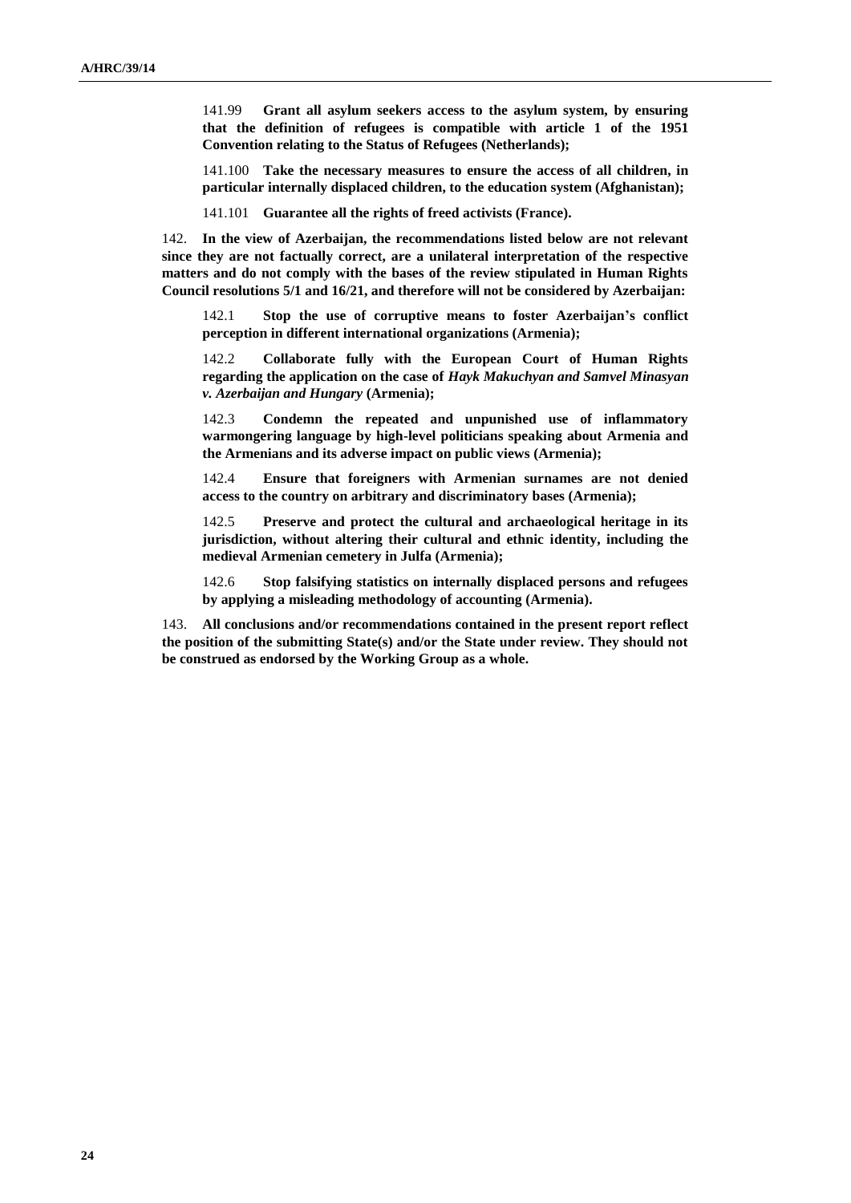141.99 **Grant all asylum seekers access to the asylum system, by ensuring that the definition of refugees is compatible with article 1 of the 1951 Convention relating to the Status of Refugees (Netherlands);**

141.100 **Take the necessary measures to ensure the access of all children, in particular internally displaced children, to the education system (Afghanistan);**

141.101 **Guarantee all the rights of freed activists (France).**

142. **In the view of Azerbaijan, the recommendations listed below are not relevant since they are not factually correct, are a unilateral interpretation of the respective matters and do not comply with the bases of the review stipulated in Human Rights Council resolutions 5/1 and 16/21, and therefore will not be considered by Azerbaijan:**

142.1 **Stop the use of corruptive means to foster Azerbaijan's conflict perception in different international organizations (Armenia);**

142.2 **Collaborate fully with the European Court of Human Rights regarding the application on the case of *Hayk Makuchyan and Samvel Minasyan v. Azerbaijan and Hungary* (Armenia);**

142.3 **Condemn the repeated and unpunished use of inflammatory warmongering language by high-level politicians speaking about Armenia and the Armenians and its adverse impact on public views (Armenia);**

142.4 **Ensure that foreigners with Armenian surnames are not denied access to the country on arbitrary and discriminatory bases (Armenia);**

142.5 **Preserve and protect the cultural and archaeological heritage in its jurisdiction, without altering their cultural and ethnic identity, including the medieval Armenian cemetery in Julfa (Armenia);**

142.6 **Stop falsifying statistics on internally displaced persons and refugees by applying a misleading methodology of accounting (Armenia).**

143. **All conclusions and/or recommendations contained in the present report reflect the position of the submitting State(s) and/or the State under review. They should not be construed as endorsed by the Working Group as a whole.**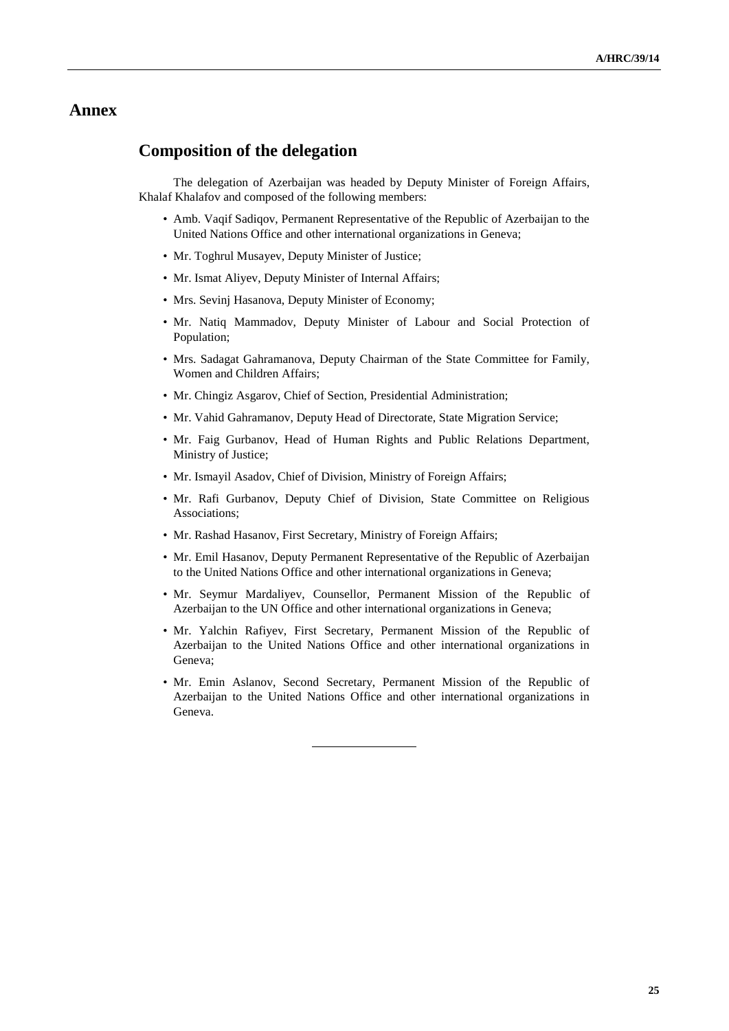# Annex

## Composition of the delegation

The delegation of Azerbaijan was headed by Deputy Minister of Foreign Affairs, Khalaf Khalafov and composed of the following members:

- Amb. Vaqif Sadiqov, Permanent Representative of the Republic of Azerbaijan to the United Nations Office and other international organizations in Geneva;
- Mr. Toghrul Musayev, Deputy Minister of Justice;
- Mr. Ismat Aliyev, Deputy Minister of Internal Affairs;
- Mrs. Sevinj Hasanova, Deputy Minister of Economy;
- Mr. Natiq Mammadov, Deputy Minister of Labour and Social Protection of Population;
- Mrs. Sadagat Gahramanova, Deputy Chairman of the State Committee for Family, Women and Children Affairs;
- Mr. Chingiz Asgarov, Chief of Section, Presidential Administration;
- Mr. Vahid Gahramanov, Deputy Head of Directorate, State Migration Service;
- Mr. Faig Gurbanov, Head of Human Rights and Public Relations Department, Ministry of Justice;
- Mr. Ismayil Asadov, Chief of Division, Ministry of Foreign Affairs;
- Mr. Rafi Gurbanov, Deputy Chief of Division, State Committee on Religious Associations;
- Mr. Rashad Hasanov, First Secretary, Ministry of Foreign Affairs;
- Mr. Emil Hasanov, Deputy Permanent Representative of the Republic of Azerbaijan to the United Nations Office and other international organizations in Geneva;
- Mr. Seymur Mardaliyev, Counsellor, Permanent Mission of the Republic of Azerbaijan to the UN Office and other international organizations in Geneva;
- Mr. Yalchin Rafiyev, First Secretary, Permanent Mission of the Republic of Azerbaijan to the United Nations Office and other international organizations in Geneva;
- Mr. Emin Aslanov, Second Secretary, Permanent Mission of the Republic of Azerbaijan to the United Nations Office and other international organizations in Geneva.